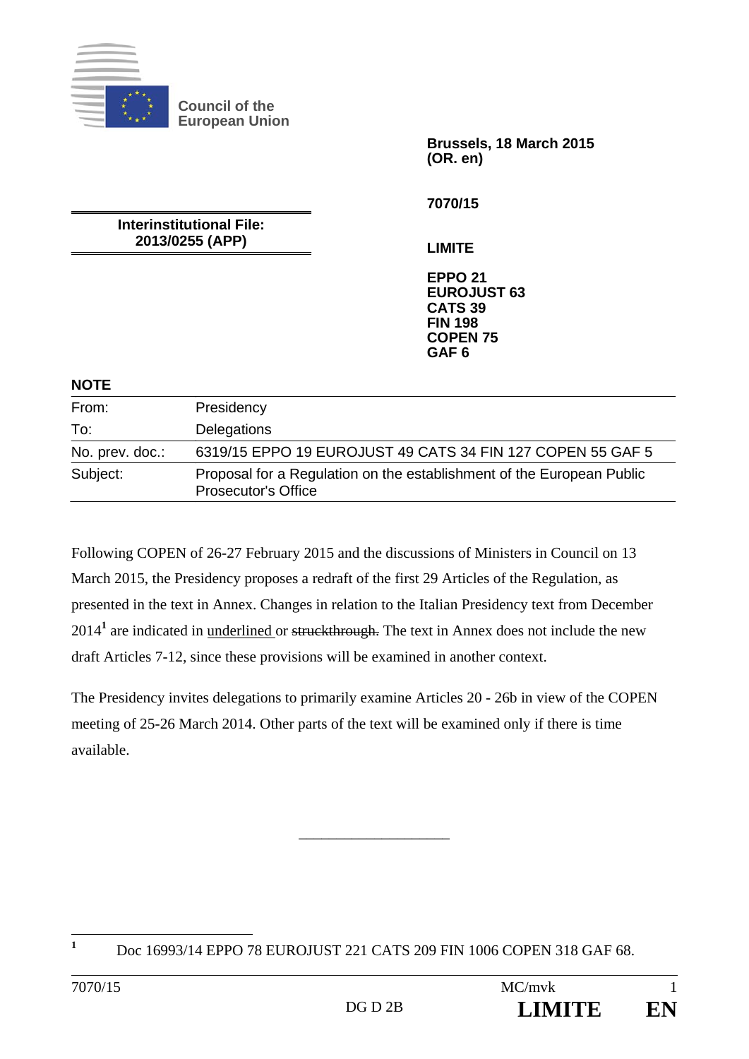Council of the European Union

**Brussels, 18 March 2015**
**(OR. en)**

**7070/15**

**Interinstitutional File:**
**2013/0255 (APP)**

**LIMITE**

**EPPO 21**
**EUROJUST 63**
**CATS 39**
**FIN 198**
**COPEN 75**
**GAF 6**

**NOTE**

| | |
|---|---|
| From: | Presidency |
| To: | Delegations |
| No. prev. doc.: | 6319/15 EPPO 19 EUROJUST 49 CATS 34 FIN 127 COPEN 55 GAF 5 |
| Subject: | Proposal for a Regulation on the establishment of the European Public Prosecutor's Office |

Following COPEN of 26-27 February 2015 and the discussions of Ministers in Council on 13 March 2015, the Presidency proposes a redraft of the first 29 Articles of the Regulation, as presented in the text in Annex. Changes in relation to the Italian Presidency text from December 2014[1] are indicated in underlined or ~~struckthrough.~~ The text in Annex does not include the new draft Articles 7-12, since these provisions will be examined in another context.

The Presidency invites delegations to primarily examine Articles 20 - 26b in view of the COPEN meeting of 25-26 March 2014. Other parts of the text will be examined only if there is time available.

---

[1] Doc 16993/14 EPPO 78 EUROJUST 221 CATS 209 FIN 1006 COPEN 318 GAF 68.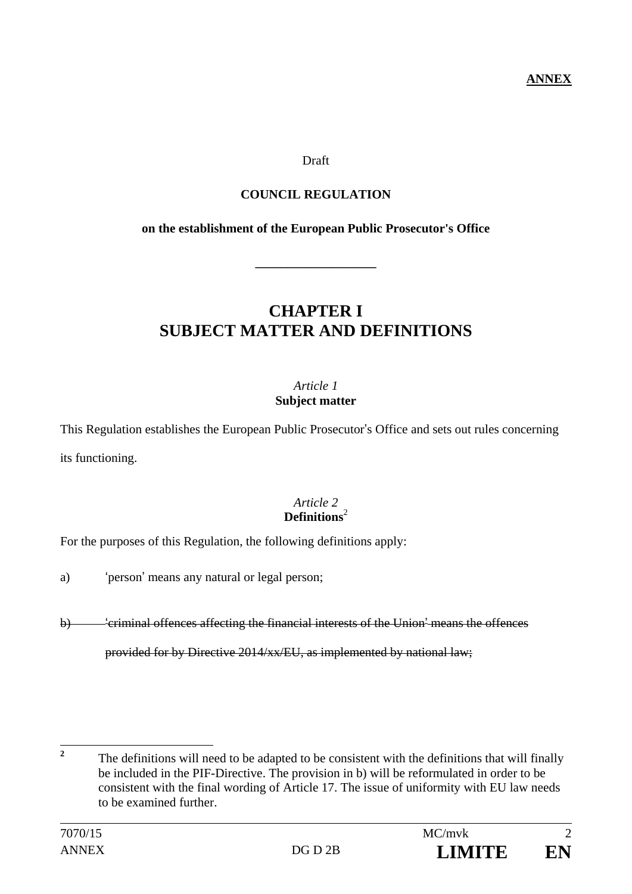**ANNEX**

Draft

**COUNCIL REGULATION**

**on the establishment of the European Public Prosecutor's Office**

---

# CHAPTER I
# SUBJECT MATTER AND DEFINITIONS

*Article 1*
**Subject matter**

This Regulation establishes the European Public Prosecutor's Office and sets out rules concerning its functioning.

*Article 2*
**Definitions**[2]

For the purposes of this Regulation, the following definitions apply:

a) 'person' means any natural or legal person;

~~b) 'criminal offences affecting the financial interests of the Union' means the offences provided for by Directive 2014/xx/EU, as implemented by national law;~~

---

[2] The definitions will need to be adapted to be consistent with the definitions that will finally be included in the PIF-Directive. The provision in b) will be reformulated in order to be consistent with the final wording of Article 17. The issue of uniformity with EU law needs to be examined further.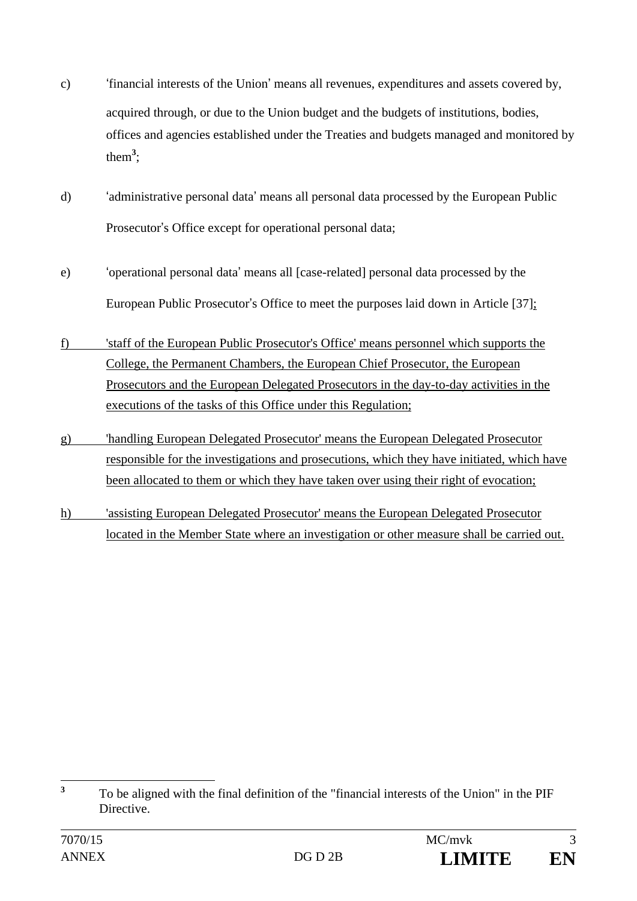c) ʻfinancial interests of the Unionʼ means all revenues, expenditures and assets covered by, acquired through, or due to the Union budget and the budgets of institutions, bodies, offices and agencies established under the Treaties and budgets managed and monitored by them[3];

d) ʻadministrative personal dataʼ means all personal data processed by the European Public Prosecutorʼs Office except for operational personal data;

e) ʻoperational personal dataʼ means all [case-related] personal data processed by the European Public Prosecutorʼs Office to meet the purposes laid down in Article [37]<u>;</u>

<u>f) 'staff of the European Public Prosecutor's Office' means personnel which supports the College, the Permanent Chambers, the European Chief Prosecutor, the European Prosecutors and the European Delegated Prosecutors in the day-to-day activities in the executions of the tasks of this Office under this Regulation;</u>

<u>g) 'handling European Delegated Prosecutor' means the European Delegated Prosecutor responsible for the investigations and prosecutions, which they have initiated, which have been allocated to them or which they have taken over using their right of evocation;</u>

<u>h) 'assisting European Delegated Prosecutor' means the European Delegated Prosecutor located in the Member State where an investigation or other measure shall be carried out.</u>

---

[3] To be aligned with the final definition of the "financial interests of the Union" in the PIF Directive.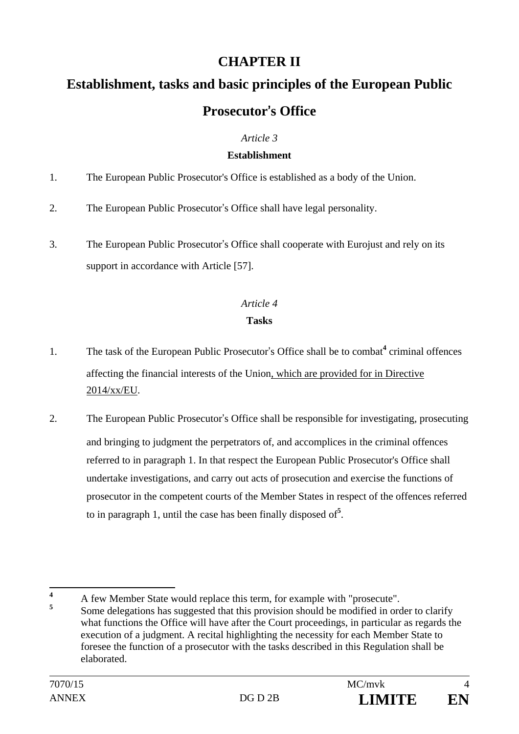# CHAPTER II

# Establishment, tasks and basic principles of the European Public Prosecutor's Office

*Article 3*

**Establishment**

1. The European Public Prosecutor's Office is established as a body of the Union.

2. The European Public Prosecutor's Office shall have legal personality.

3. The European Public Prosecutor's Office shall cooperate with Eurojust and rely on its support in accordance with Article [57].

*Article 4*

**Tasks**

1. The task of the European Public Prosecutor's Office shall be to combat[4] criminal offences affecting the financial interests of the Union, which are provided for in Directive 2014/xx/EU.

2. The European Public Prosecutor's Office shall be responsible for investigating, prosecuting and bringing to judgment the perpetrators of, and accomplices in the criminal offences referred to in paragraph 1. In that respect the European Public Prosecutor's Office shall undertake investigations, and carry out acts of prosecution and exercise the functions of prosecutor in the competent courts of the Member States in respect of the offences referred to in paragraph 1, until the case has been finally disposed of[5].

---

[4] A few Member State would replace this term, for example with "prosecute".

[5] Some delegations has suggested that this provision should be modified in order to clarify what functions the Office will have after the Court proceedings, in particular as regards the execution of a judgment. A recital highlighting the necessity for each Member State to foresee the function of a prosecutor with the tasks described in this Regulation shall be elaborated.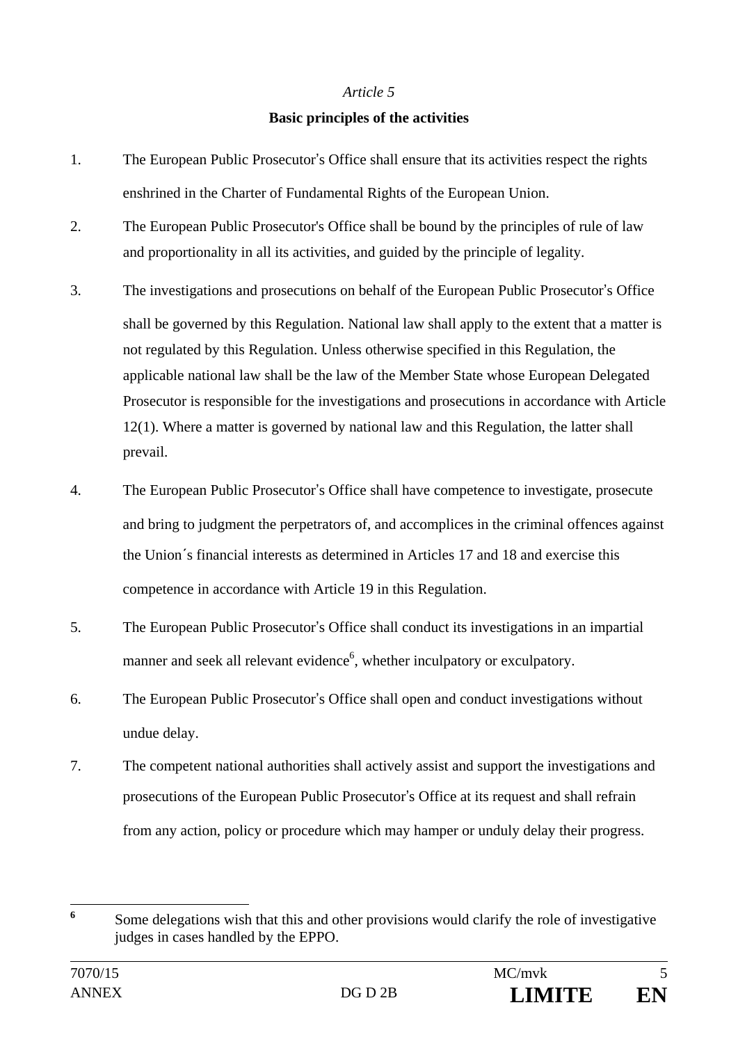*Article 5*

**Basic principles of the activities**

1. The European Public Prosecutor's Office shall ensure that its activities respect the rights enshrined in the Charter of Fundamental Rights of the European Union.

2. The European Public Prosecutor's Office shall be bound by the principles of rule of law and proportionality in all its activities, and guided by the principle of legality.

3. The investigations and prosecutions on behalf of the European Public Prosecutor's Office shall be governed by this Regulation. National law shall apply to the extent that a matter is not regulated by this Regulation. Unless otherwise specified in this Regulation, the applicable national law shall be the law of the Member State whose European Delegated Prosecutor is responsible for the investigations and prosecutions in accordance with Article 12(1). Where a matter is governed by national law and this Regulation, the latter shall prevail.

4. The European Public Prosecutor's Office shall have competence to investigate, prosecute and bring to judgment the perpetrators of, and accomplices in the criminal offences against the Union´s financial interests as determined in Articles 17 and 18 and exercise this competence in accordance with Article 19 in this Regulation.

5. The European Public Prosecutor's Office shall conduct its investigations in an impartial manner and seek all relevant evidence[6], whether inculpatory or exculpatory.

6. The European Public Prosecutor's Office shall open and conduct investigations without undue delay.

7. The competent national authorities shall actively assist and support the investigations and prosecutions of the European Public Prosecutor's Office at its request and shall refrain from any action, policy or procedure which may hamper or unduly delay their progress.

---

[6] Some delegations wish that this and other provisions would clarify the role of investigative judges in cases handled by the EPPO.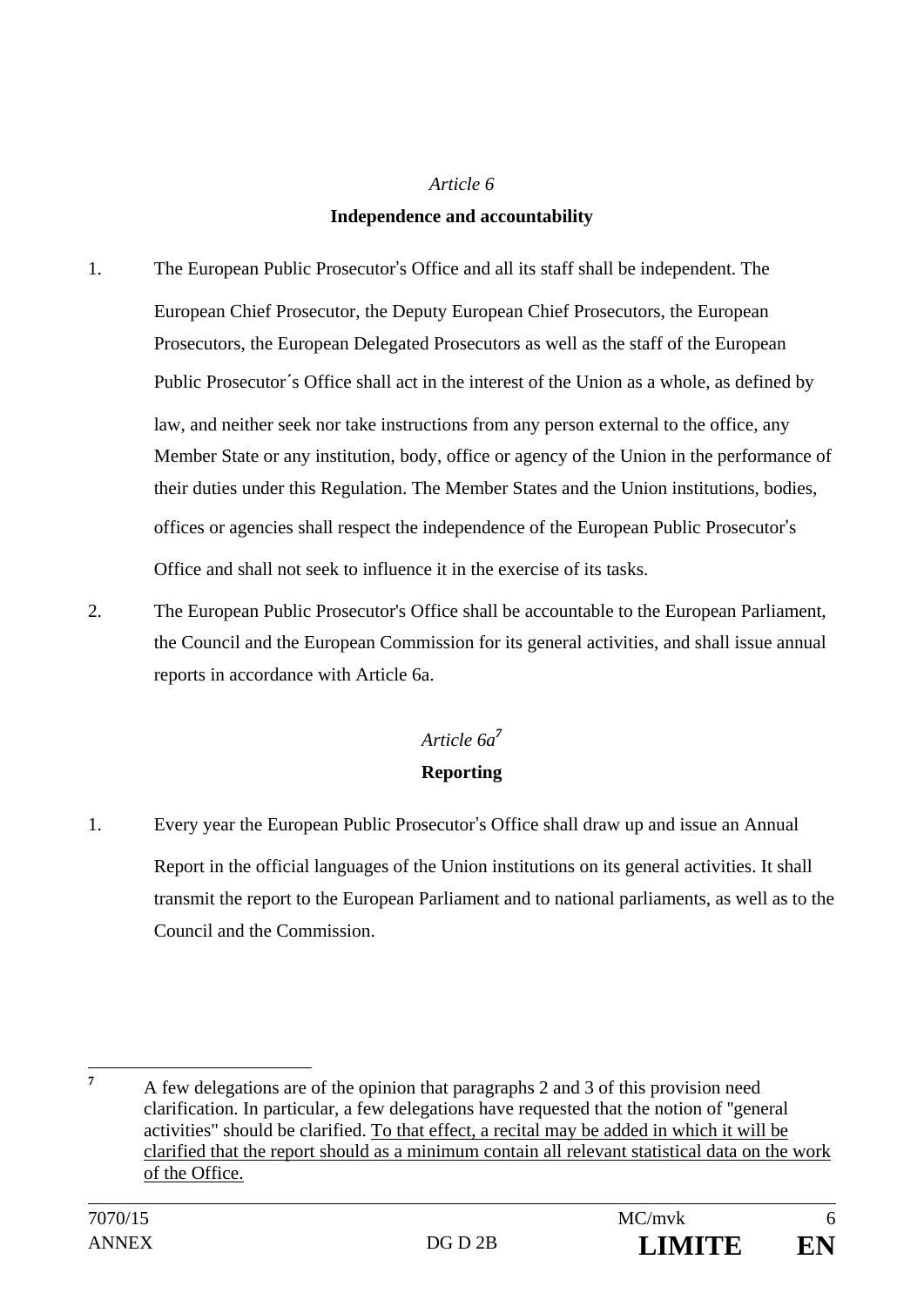*Article 6*

**Independence and accountability**

1. The European Public Prosecutor's Office and all its staff shall be independent. The European Chief Prosecutor, the Deputy European Chief Prosecutors, the European Prosecutors, the European Delegated Prosecutors as well as the staff of the European Public Prosecutor´s Office shall act in the interest of the Union as a whole, as defined by law, and neither seek nor take instructions from any person external to the office, any Member State or any institution, body, office or agency of the Union in the performance of their duties under this Regulation. The Member States and the Union institutions, bodies, offices or agencies shall respect the independence of the European Public Prosecutor's Office and shall not seek to influence it in the exercise of its tasks.

2. The European Public Prosecutor's Office shall be accountable to the European Parliament, the Council and the European Commission for its general activities, and shall issue annual reports in accordance with Article 6a.

*Article 6a*[7]

**Reporting**

1. Every year the European Public Prosecutor's Office shall draw up and issue an Annual Report in the official languages of the Union institutions on its general activities. It shall transmit the report to the European Parliament and to national parliaments, as well as to the Council and the Commission.

---

[7] A few delegations are of the opinion that paragraphs 2 and 3 of this provision need clarification. In particular, a few delegations have requested that the notion of "general activities" should be clarified. <u>To that effect, a recital may be added in which it will be clarified that the report should as a minimum contain all relevant statistical data on the work of the Office.</u>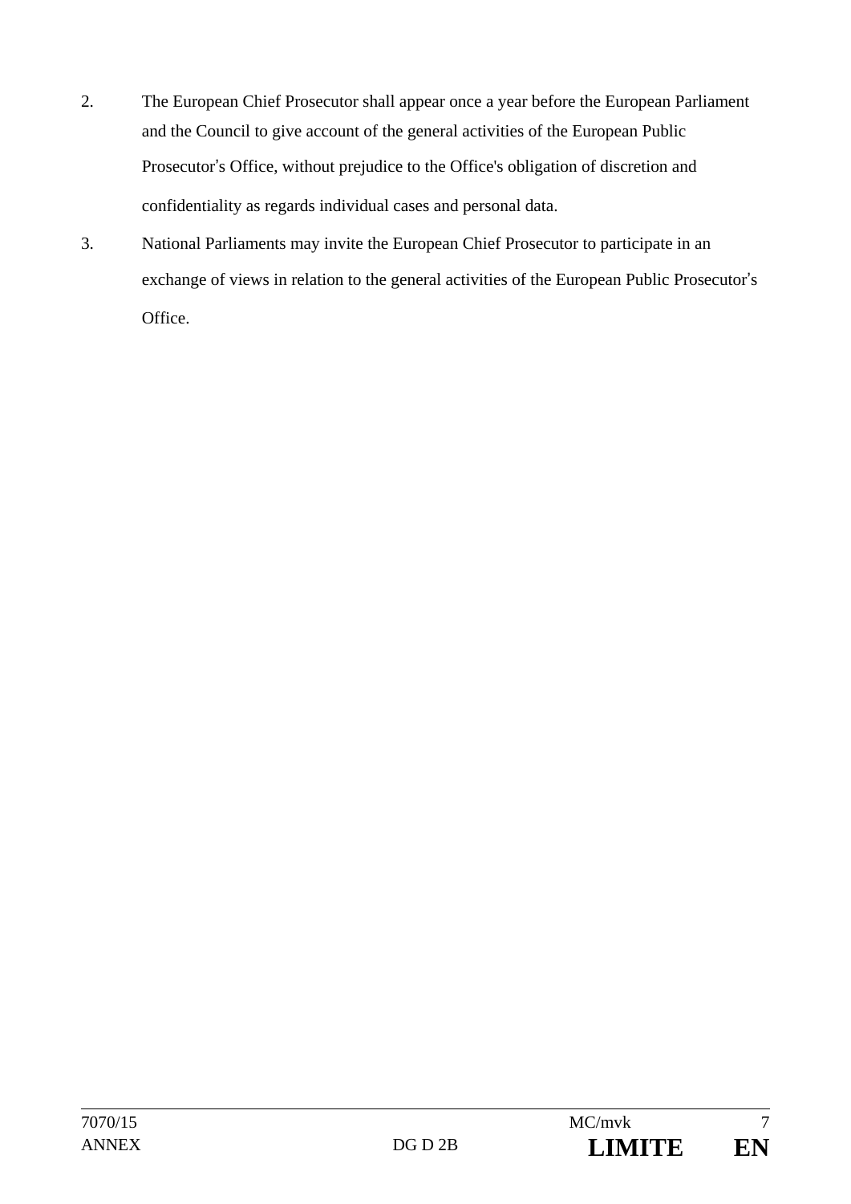2. The European Chief Prosecutor shall appear once a year before the European Parliament and the Council to give account of the general activities of the European Public Prosecutor's Office, without prejudice to the Office's obligation of discretion and confidentiality as regards individual cases and personal data.

3. National Parliaments may invite the European Chief Prosecutor to participate in an exchange of views in relation to the general activities of the European Public Prosecutor's Office.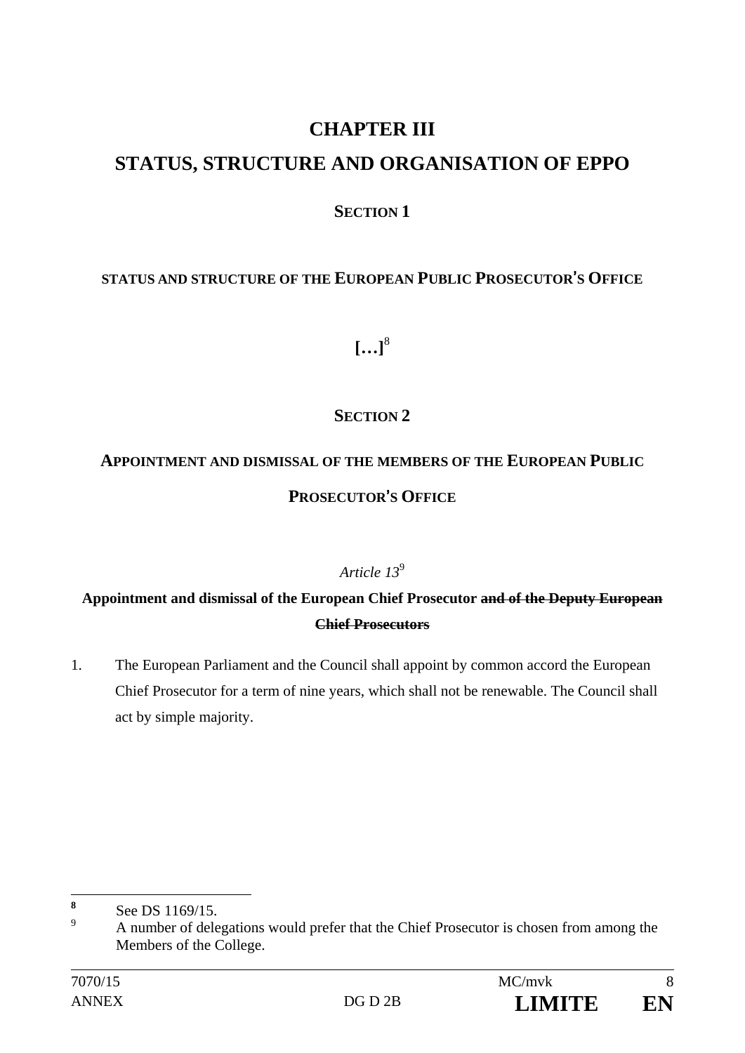# CHAPTER III

# STATUS, STRUCTURE AND ORGANISATION OF EPPO

## SECTION 1

### STATUS AND STRUCTURE OF THE EUROPEAN PUBLIC PROSECUTOR'S OFFICE

**[…]**[8]

## SECTION 2

### APPOINTMENT AND DISMISSAL OF THE MEMBERS OF THE EUROPEAN PUBLIC PROSECUTOR'S OFFICE

*Article 13*[9]

**Appointment and dismissal of the European Chief Prosecutor ~~and of the Deputy European Chief Prosecutors~~**

1. The European Parliament and the Council shall appoint by common accord the European Chief Prosecutor for a term of nine years, which shall not be renewable. The Council shall act by simple majority.

---

[8] See DS 1169/15.

[9] A number of delegations would prefer that the Chief Prosecutor is chosen from among the Members of the College.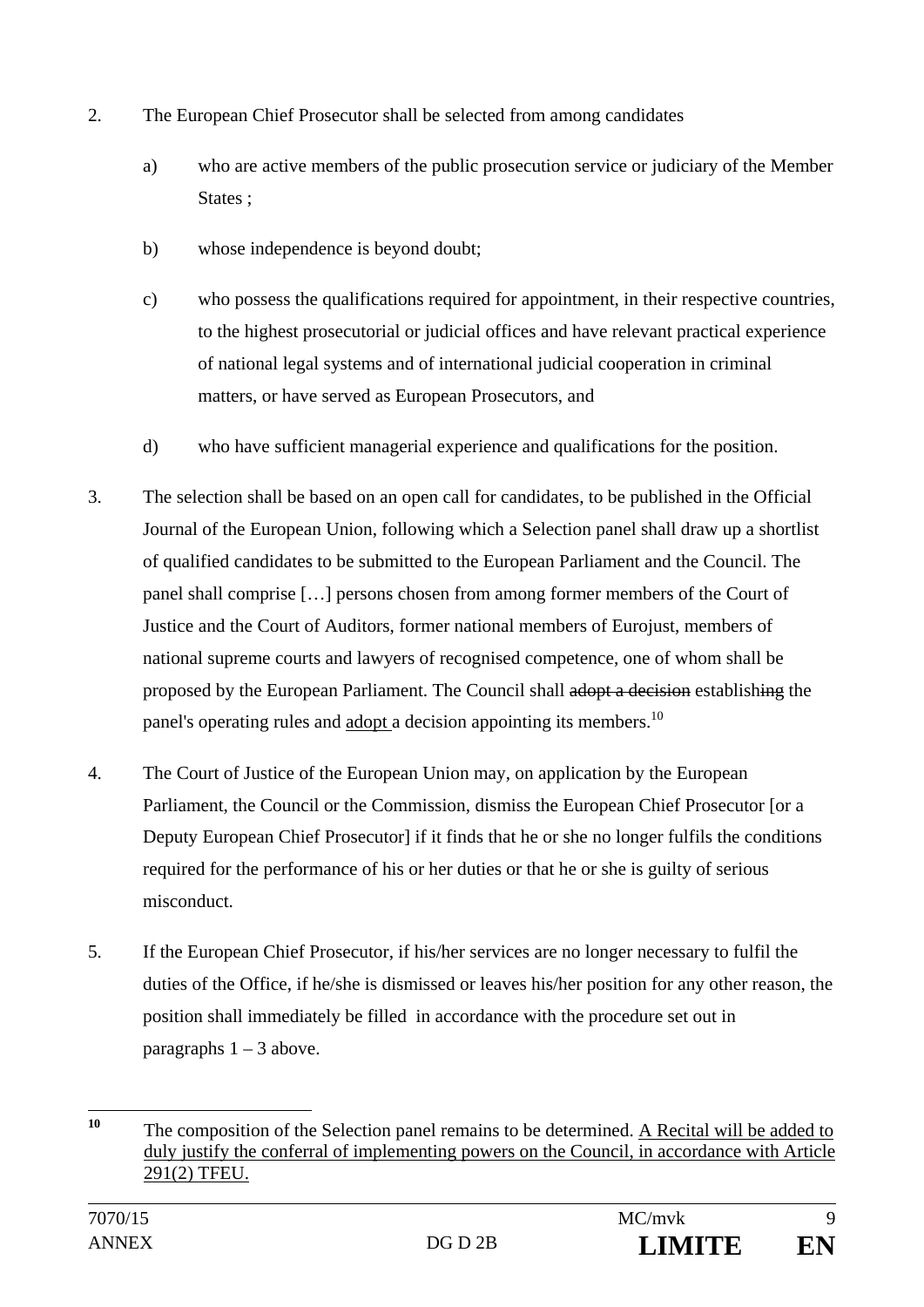2. The European Chief Prosecutor shall be selected from among candidates

   a) who are active members of the public prosecution service or judiciary of the Member States ;

   b) whose independence is beyond doubt;

   c) who possess the qualifications required for appointment, in their respective countries, to the highest prosecutorial or judicial offices and have relevant practical experience of national legal systems and of international judicial cooperation in criminal matters, or have served as European Prosecutors, and

   d) who have sufficient managerial experience and qualifications for the position.

3. The selection shall be based on an open call for candidates, to be published in the Official Journal of the European Union, following which a Selection panel shall draw up a shortlist of qualified candidates to be submitted to the European Parliament and the Council. The panel shall comprise […] persons chosen from among former members of the Court of Justice and the Court of Auditors, former national members of Eurojust, members of national supreme courts and lawyers of recognised competence, one of whom shall be proposed by the European Parliament. The Council shall ~~adopt a decision~~ establish~~ing~~ the panel's operating rules and <u>adopt</u> a decision appointing its members.[10]

4. The Court of Justice of the European Union may, on application by the European Parliament, the Council or the Commission, dismiss the European Chief Prosecutor [or a Deputy European Chief Prosecutor] if it finds that he or she no longer fulfils the conditions required for the performance of his or her duties or that he or she is guilty of serious misconduct.

5. If the European Chief Prosecutor, if his/her services are no longer necessary to fulfil the duties of the Office, if he/she is dismissed or leaves his/her position for any other reason, the position shall immediately be filled in accordance with the procedure set out in paragraphs 1 – 3 above.

---

[10] The composition of the Selection panel remains to be determined. <u>A Recital will be added to duly justify the conferral of implementing powers on the Council, in accordance with Article 291(2) TFEU.</u>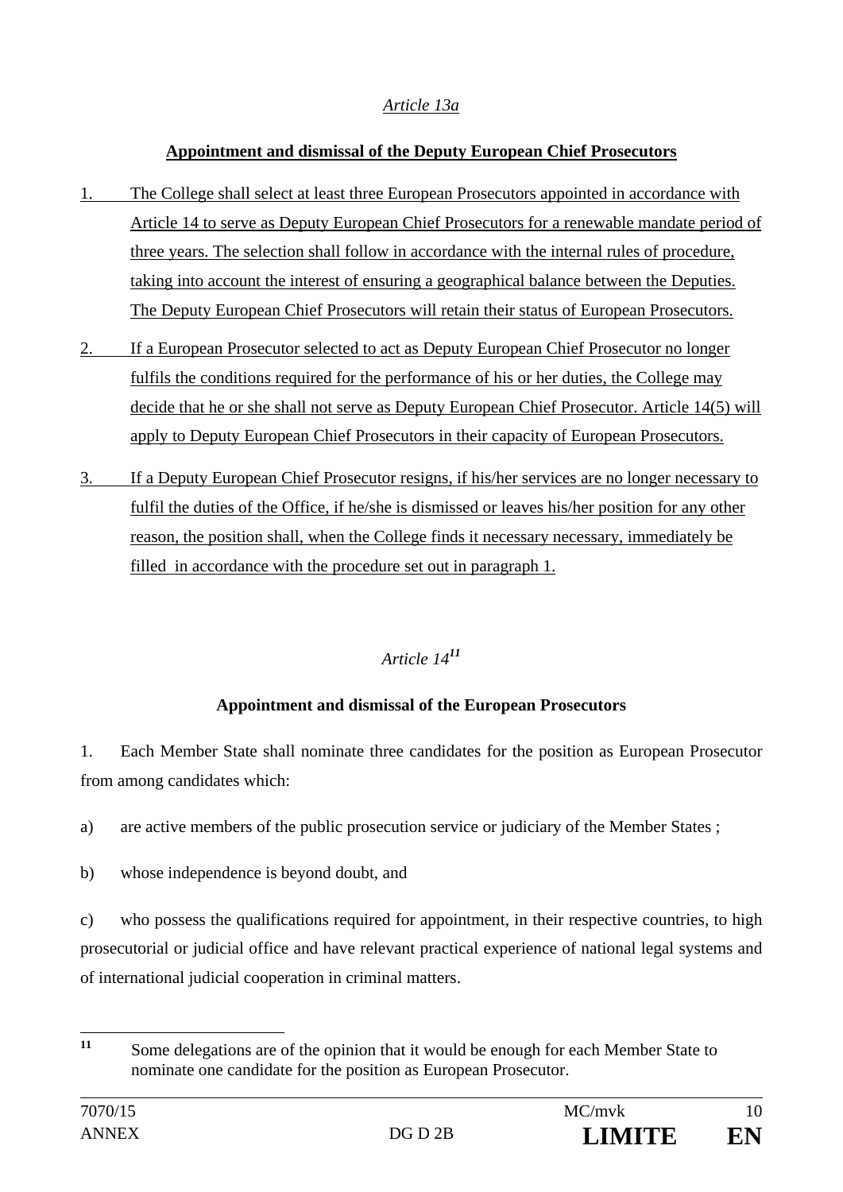*Article 13a*

**Appointment and dismissal of the Deputy European Chief Prosecutors**

1. The College shall select at least three European Prosecutors appointed in accordance with Article 14 to serve as Deputy European Chief Prosecutors for a renewable mandate period of three years. The selection shall follow in accordance with the internal rules of procedure, taking into account the interest of ensuring a geographical balance between the Deputies. The Deputy European Chief Prosecutors will retain their status of European Prosecutors.

2. If a European Prosecutor selected to act as Deputy European Chief Prosecutor no longer fulfils the conditions required for the performance of his or her duties, the College may decide that he or she shall not serve as Deputy European Chief Prosecutor. Article 14(5) will apply to Deputy European Chief Prosecutors in their capacity of European Prosecutors.

3. If a Deputy European Chief Prosecutor resigns, if his/her services are no longer necessary to fulfil the duties of the Office, if he/she is dismissed or leaves his/her position for any other reason, the position shall, when the College finds it necessary necessary, immediately be filled in accordance with the procedure set out in paragraph 1.

*Article 14*[11]

**Appointment and dismissal of the European Prosecutors**

1. Each Member State shall nominate three candidates for the position as European Prosecutor from among candidates which:

a) are active members of the public prosecution service or judiciary of the Member States ;

b) whose independence is beyond doubt, and

c) who possess the qualifications required for appointment, in their respective countries, to high prosecutorial or judicial office and have relevant practical experience of national legal systems and of international judicial cooperation in criminal matters.

---

[11] Some delegations are of the opinion that it would be enough for each Member State to nominate one candidate for the position as European Prosecutor.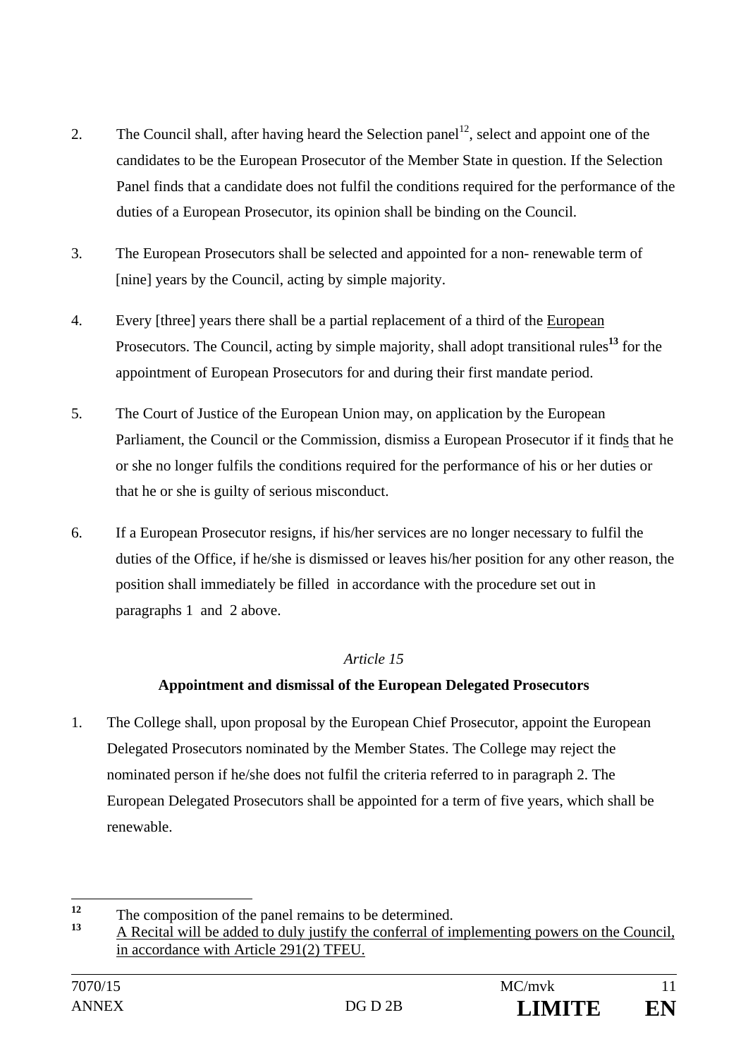2. The Council shall, after having heard the Selection panel[12], select and appoint one of the candidates to be the European Prosecutor of the Member State in question. If the Selection Panel finds that a candidate does not fulfil the conditions required for the performance of the duties of a European Prosecutor, its opinion shall be binding on the Council.

3. The European Prosecutors shall be selected and appointed for a non- renewable term of [nine] years by the Council, acting by simple majority.

4. Every [three] years there shall be a partial replacement of a third of the <u>European</u> Prosecutors. The Council, acting by simple majority, shall adopt transitional rules**[13]** for the appointment of European Prosecutors for and during their first mandate period.

5. The Court of Justice of the European Union may, on application by the European Parliament, the Council or the Commission, dismiss a European Prosecutor if it find<u>s</u> that he or she no longer fulfils the conditions required for the performance of his or her duties or that he or she is guilty of serious misconduct.

6. If a European Prosecutor resigns, if his/her services are no longer necessary to fulfil the duties of the Office, if he/she is dismissed or leaves his/her position for any other reason, the position shall immediately be filled in accordance with the procedure set out in paragraphs 1 and 2 above.

*Article 15*

**Appointment and dismissal of the European Delegated Prosecutors**

1. The College shall, upon proposal by the European Chief Prosecutor, appoint the European Delegated Prosecutors nominated by the Member States. The College may reject the nominated person if he/she does not fulfil the criteria referred to in paragraph 2. The European Delegated Prosecutors shall be appointed for a term of five years, which shall be renewable.

---

[12] The composition of the panel remains to be determined.

[13] <u>A Recital will be added to duly justify the conferral of implementing powers on the Council, in accordance with Article 291(2) TFEU.</u>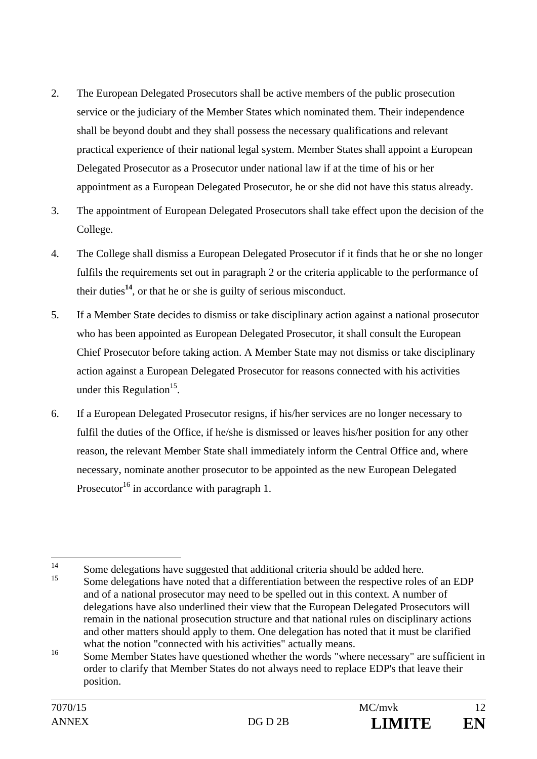2. The European Delegated Prosecutors shall be active members of the public prosecution service or the judiciary of the Member States which nominated them. Their independence shall be beyond doubt and they shall possess the necessary qualifications and relevant practical experience of their national legal system. Member States shall appoint a European Delegated Prosecutor as a Prosecutor under national law if at the time of his or her appointment as a European Delegated Prosecutor, he or she did not have this status already.

3. The appointment of European Delegated Prosecutors shall take effect upon the decision of the College.

4. The College shall dismiss a European Delegated Prosecutor if it finds that he or she no longer fulfils the requirements set out in paragraph 2 or the criteria applicable to the performance of their duties[14], or that he or she is guilty of serious misconduct.

5. If a Member State decides to dismiss or take disciplinary action against a national prosecutor who has been appointed as European Delegated Prosecutor, it shall consult the European Chief Prosecutor before taking action. A Member State may not dismiss or take disciplinary action against a European Delegated Prosecutor for reasons connected with his activities under this Regulation[15].

6. If a European Delegated Prosecutor resigns, if his/her services are no longer necessary to fulfil the duties of the Office, if he/she is dismissed or leaves his/her position for any other reason, the relevant Member State shall immediately inform the Central Office and, where necessary, nominate another prosecutor to be appointed as the new European Delegated Prosecutor[16] in accordance with paragraph 1.

---

[14] Some delegations have suggested that additional criteria should be added here.

[15] Some delegations have noted that a differentiation between the respective roles of an EDP and of a national prosecutor may need to be spelled out in this context. A number of delegations have also underlined their view that the European Delegated Prosecutors will remain in the national prosecution structure and that national rules on disciplinary actions and other matters should apply to them. One delegation has noted that it must be clarified what the notion "connected with his activities" actually means.

[16] Some Member States have questioned whether the words "where necessary" are sufficient in order to clarify that Member States do not always need to replace EDP's that leave their position.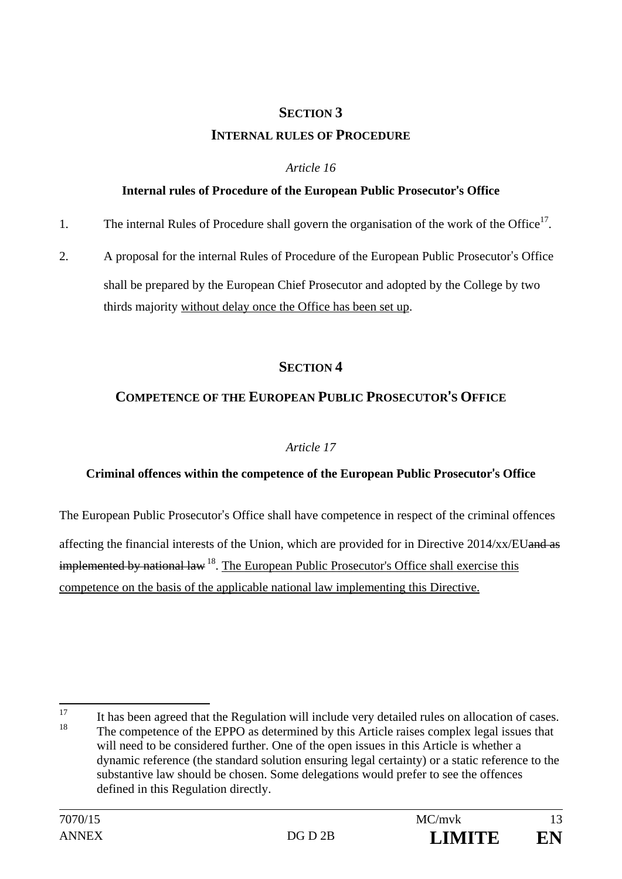## SECTION 3

## INTERNAL RULES OF PROCEDURE

*Article 16*

**Internal rules of Procedure of the European Public Prosecutor's Office**

1. The internal Rules of Procedure shall govern the organisation of the work of the Office[17].

2. A proposal for the internal Rules of Procedure of the European Public Prosecutor's Office shall be prepared by the European Chief Prosecutor and adopted by the College by two thirds majority <u>without delay once the Office has been set up</u>.

## SECTION 4

## COMPETENCE OF THE EUROPEAN PUBLIC PROSECUTOR'S OFFICE

*Article 17*

**Criminal offences within the competence of the European Public Prosecutor's Office**

The European Public Prosecutor's Office shall have competence in respect of the criminal offences affecting the financial interests of the Union, which are provided for in Directive 2014/xx/EU~~and as implemented by national law~~ [18]. <u>The European Public Prosecutor's Office shall exercise this competence on the basis of the applicable national law implementing this Directive.</u>

---

[17] It has been agreed that the Regulation will include very detailed rules on allocation of cases.

[18] The competence of the EPPO as determined by this Article raises complex legal issues that will need to be considered further. One of the open issues in this Article is whether a dynamic reference (the standard solution ensuring legal certainty) or a static reference to the substantive law should be chosen. Some delegations would prefer to see the offences defined in this Regulation directly.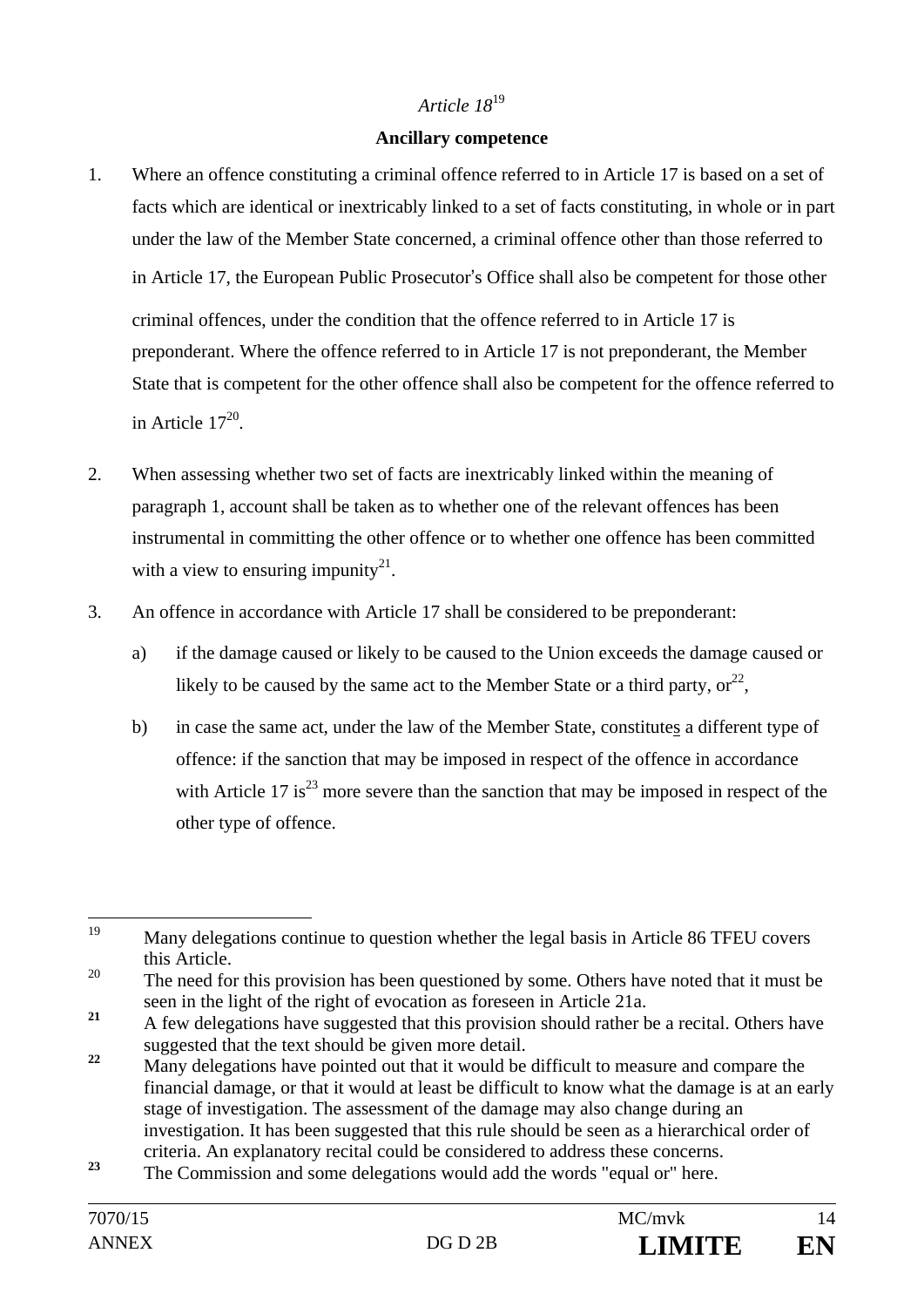*Article 18*[19]

**Ancillary competence**

1. Where an offence constituting a criminal offence referred to in Article 17 is based on a set of facts which are identical or inextricably linked to a set of facts constituting, in whole or in part under the law of the Member State concerned, a criminal offence other than those referred to in Article 17, the European Public Prosecutor's Office shall also be competent for those other criminal offences, under the condition that the offence referred to in Article 17 is preponderant. Where the offence referred to in Article 17 is not preponderant, the Member State that is competent for the other offence shall also be competent for the offence referred to in Article 17[20].

2. When assessing whether two set of facts are inextricably linked within the meaning of paragraph 1, account shall be taken as to whether one of the relevant offences has been instrumental in committing the other offence or to whether one offence has been committed with a view to ensuring impunity[21].

3. An offence in accordance with Article 17 shall be considered to be preponderant:

   a) if the damage caused or likely to be caused to the Union exceeds the damage caused or likely to be caused by the same act to the Member State or a third party, or[22],

   b) in case the same act, under the law of the Member State, constitutes a different type of offence: if the sanction that may be imposed in respect of the offence in accordance with Article 17 is[23] more severe than the sanction that may be imposed in respect of the other type of offence.

---

[19] Many delegations continue to question whether the legal basis in Article 86 TFEU covers this Article.

[20] The need for this provision has been questioned by some. Others have noted that it must be seen in the light of the right of evocation as foreseen in Article 21a.

[21] A few delegations have suggested that this provision should rather be a recital. Others have suggested that the text should be given more detail.

[22] Many delegations have pointed out that it would be difficult to measure and compare the financial damage, or that it would at least be difficult to know what the damage is at an early stage of investigation. The assessment of the damage may also change during an investigation. It has been suggested that this rule should be seen as a hierarchical order of criteria. An explanatory recital could be considered to address these concerns.

[23] The Commission and some delegations would add the words "equal or" here.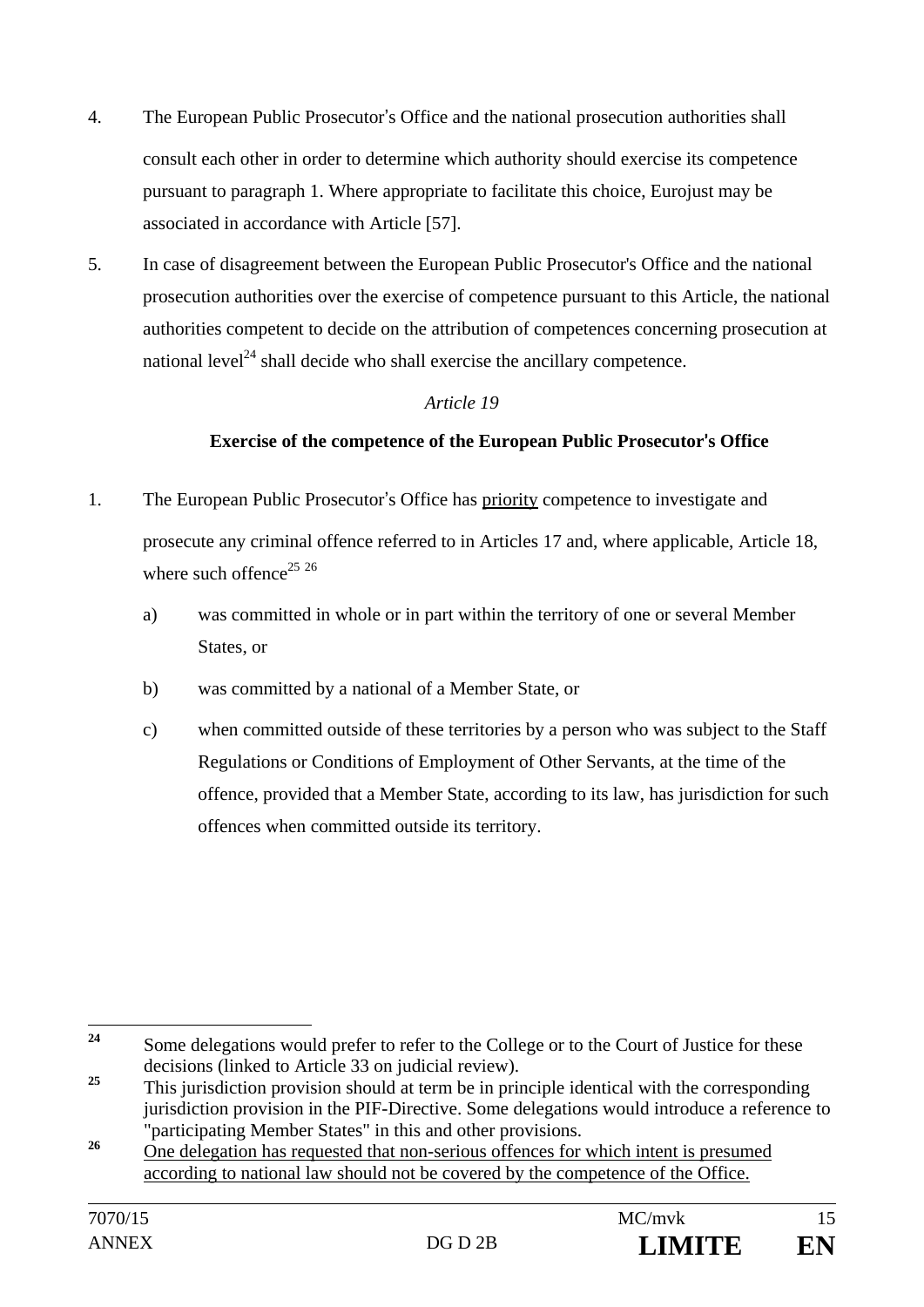4. The European Public Prosecutor's Office and the national prosecution authorities shall consult each other in order to determine which authority should exercise its competence pursuant to paragraph 1. Where appropriate to facilitate this choice, Eurojust may be associated in accordance with Article [57].

5. In case of disagreement between the European Public Prosecutor's Office and the national prosecution authorities over the exercise of competence pursuant to this Article, the national authorities competent to decide on the attribution of competences concerning prosecution at national level[24] shall decide who shall exercise the ancillary competence.

*Article 19*

**Exercise of the competence of the European Public Prosecutor's Office**

1. The European Public Prosecutor's Office has <u>priority</u> competence to investigate and prosecute any criminal offence referred to in Articles 17 and, where applicable, Article 18, where such offence[25] [26]

   a) was committed in whole or in part within the territory of one or several Member States, or

   b) was committed by a national of a Member State, or

   c) when committed outside of these territories by a person who was subject to the Staff Regulations or Conditions of Employment of Other Servants, at the time of the offence, provided that a Member State, according to its law, has jurisdiction for such offences when committed outside its territory.

---

[24] Some delegations would prefer to refer to the College or to the Court of Justice for these decisions (linked to Article 33 on judicial review).

[25] This jurisdiction provision should at term be in principle identical with the corresponding jurisdiction provision in the PIF-Directive. Some delegations would introduce a reference to "participating Member States" in this and other provisions.

[26] <u>One delegation has requested that non-serious offences for which intent is presumed according to national law should not be covered by the competence of the Office.</u>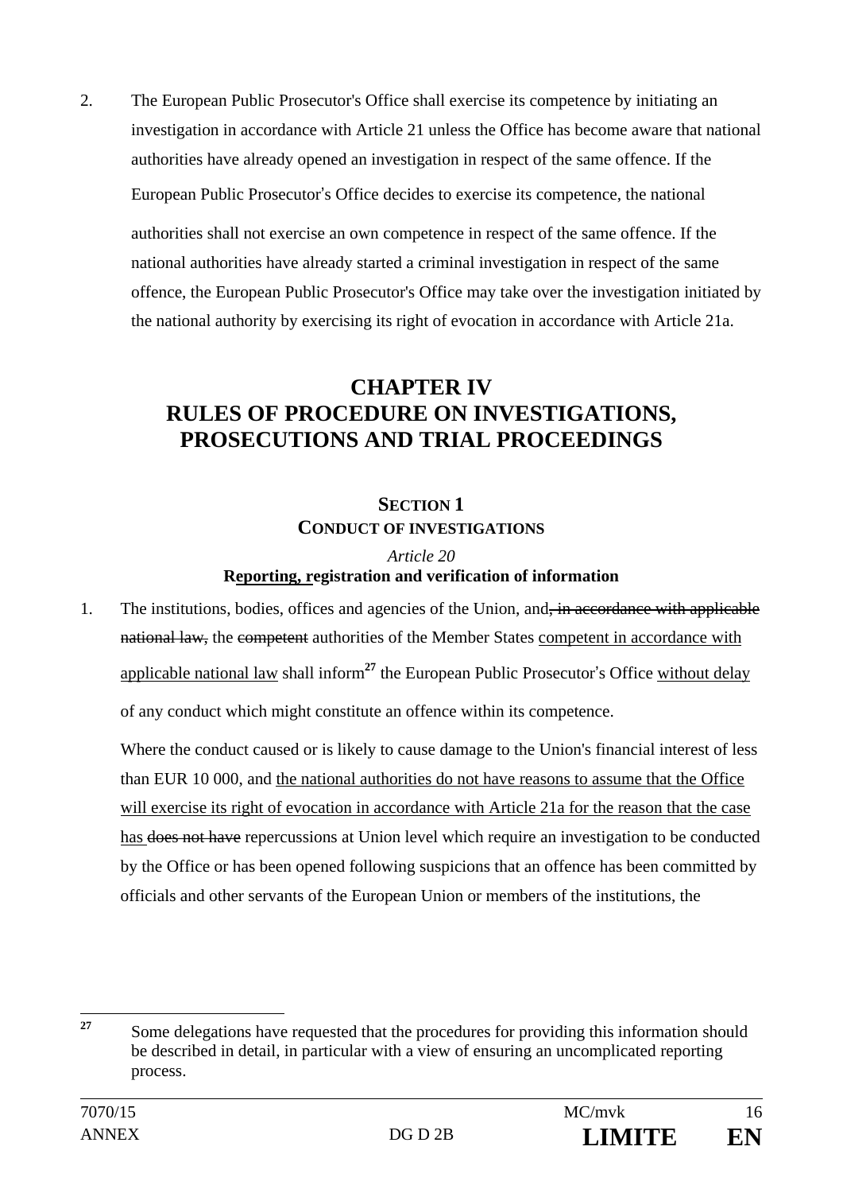2. The European Public Prosecutor's Office shall exercise its competence by initiating an investigation in accordance with Article 21 unless the Office has become aware that national authorities have already opened an investigation in respect of the same offence. If the European Public Prosecutor's Office decides to exercise its competence, the national authorities shall not exercise an own competence in respect of the same offence. If the national authorities have already started a criminal investigation in respect of the same offence, the European Public Prosecutor's Office may take over the investigation initiated by the national authority by exercising its right of evocation in accordance with Article 21a.

# CHAPTER IV
# RULES OF PROCEDURE ON INVESTIGATIONS, PROSECUTIONS AND TRIAL PROCEEDINGS

## SECTION 1
## CONDUCT OF INVESTIGATIONS

*Article 20*

**R<u>eporting, r</u>egistration and verification of information**

1. The institutions, bodies, offices and agencies of the Union, and~~, in accordance with applicable national law,~~ the ~~competent~~ authorities of the Member States <u>competent in accordance with applicable national law</u> shall inform[27] the European Public Prosecutor's Office <u>without delay</u> of any conduct which might constitute an offence within its competence.

   Where the conduct caused or is likely to cause damage to the Union's financial interest of less than EUR 10 000, and <u>the national authorities do not have reasons to assume that the Office will exercise its right of evocation in accordance with Article 21a for the reason that the case has</u> ~~does not have~~ repercussions at Union level which require an investigation to be conducted by the Office or has been opened following suspicions that an offence has been committed by officials and other servants of the European Union or members of the institutions, the

---

[27] Some delegations have requested that the procedures for providing this information should be described in detail, in particular with a view of ensuring an uncomplicated reporting process.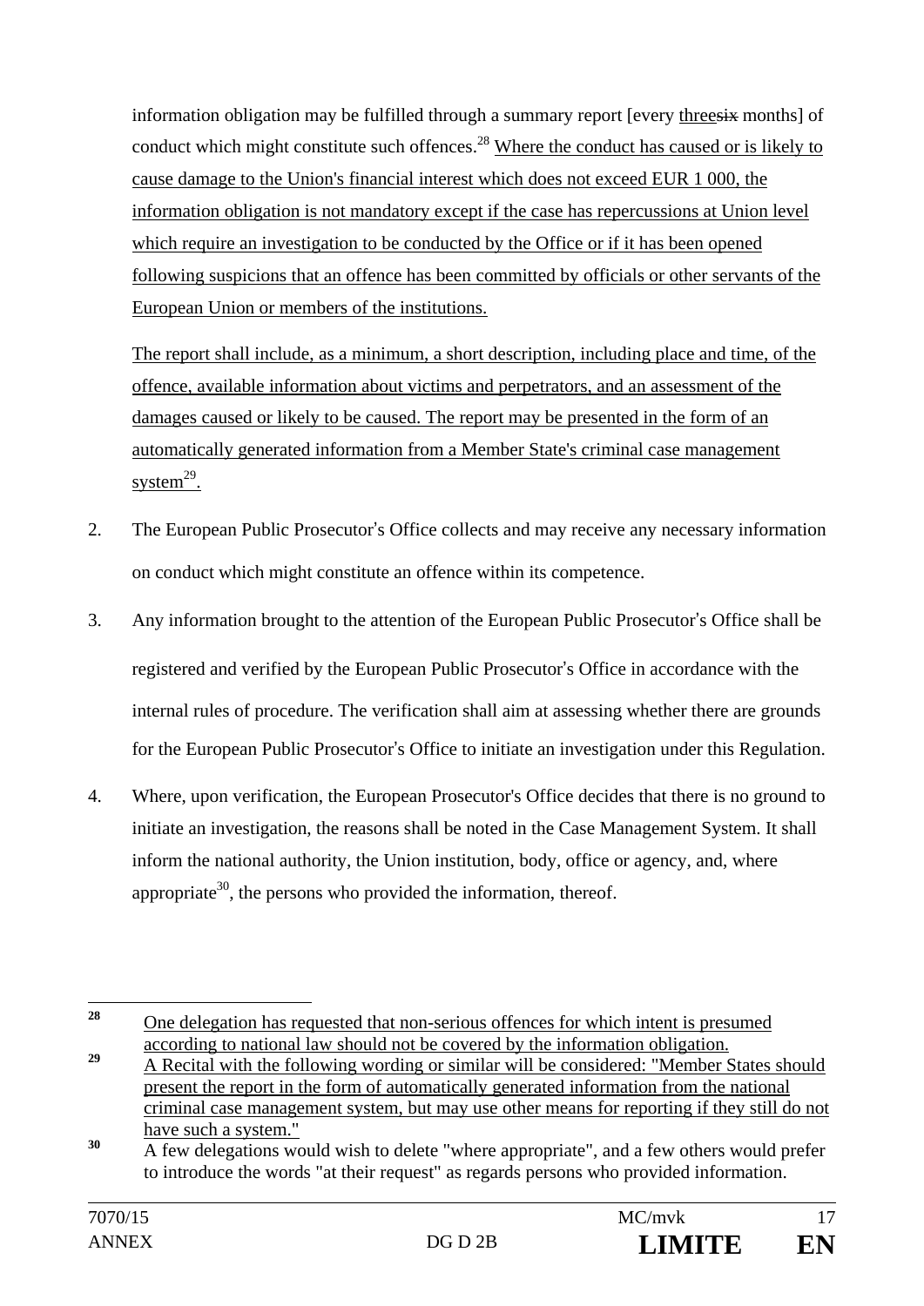information obligation may be fulfilled through a summary report [every <u>three</u>~~six~~ months] of conduct which might constitute such offences.[28] <u>Where the conduct has caused or is likely to cause damage to the Union's financial interest which does not exceed EUR 1 000, the information obligation is not mandatory except if the case has repercussions at Union level which require an investigation to be conducted by the Office or if it has been opened following suspicions that an offence has been committed by officials or other servants of the European Union or members of the institutions.</u>

<u>The report shall include, as a minimum, a short description, including place and time, of the offence, available information about victims and perpetrators, and an assessment of the damages caused or likely to be caused. The report may be presented in the form of an automatically generated information from a Member State's criminal case management system[29].</u>

2. The European Public Prosecutor's Office collects and may receive any necessary information on conduct which might constitute an offence within its competence.

3. Any information brought to the attention of the European Public Prosecutor's Office shall be registered and verified by the European Public Prosecutor's Office in accordance with the internal rules of procedure. The verification shall aim at assessing whether there are grounds for the European Public Prosecutor's Office to initiate an investigation under this Regulation.

4. Where, upon verification, the European Prosecutor's Office decides that there is no ground to initiate an investigation, the reasons shall be noted in the Case Management System. It shall inform the national authority, the Union institution, body, office or agency, and, where appropriate[30], the persons who provided the information, thereof.

---

[28] <u>One delegation has requested that non-serious offences for which intent is presumed according to national law should not be covered by the information obligation.</u>

[29] <u>A Recital with the following wording or similar will be considered: "Member States should present the report in the form of automatically generated information from the national criminal case management system, but may use other means for reporting if they still do not have such a system."</u>

[30] A few delegations would wish to delete "where appropriate", and a few others would prefer to introduce the words "at their request" as regards persons who provided information.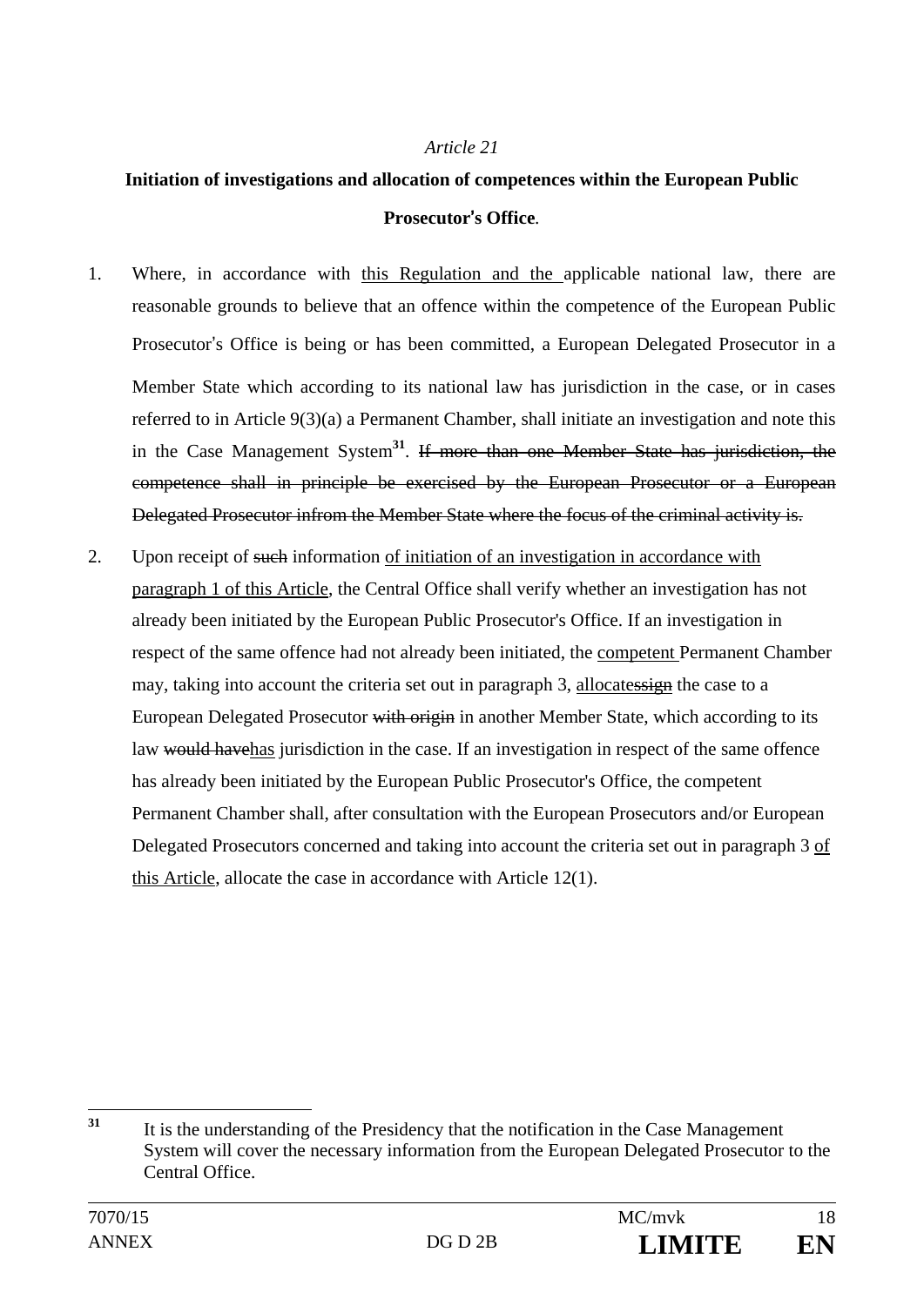*Article 21*

**Initiation of investigations and allocation of competences within the European Public Prosecutor's Office**.

1. Where, in accordance with <u>this Regulation and the </u>applicable national law, there are reasonable grounds to believe that an offence within the competence of the European Public Prosecutor's Office is being or has been committed, a European Delegated Prosecutor in a Member State which according to its national law has jurisdiction in the case, or in cases referred to in Article 9(3)(a) a Permanent Chamber, shall initiate an investigation and note this in the Case Management System[31]. ~~If more than one Member State has jurisdiction, the competence shall in principle be exercised by the European Prosecutor or a European Delegated Prosecutor infrom the Member State where the focus of the criminal activity is.~~

2. Upon receipt of ~~such~~ information <u>of initiation of an investigation in accordance with paragraph 1 of this Article</u>, the Central Office shall verify whether an investigation has not already been initiated by the European Public Prosecutor's Office. If an investigation in respect of the same offence had not already been initiated, the <u>competent </u>Permanent Chamber may, taking into account the criteria set out in paragraph 3, <u>allocate</u>~~ssign~~ the case to a European Delegated Prosecutor ~~with origin~~ in another Member State, which according to its law ~~would have~~<u>has</u> jurisdiction in the case. If an investigation in respect of the same offence has already been initiated by the European Public Prosecutor's Office, the competent Permanent Chamber shall, after consultation with the European Prosecutors and/or European Delegated Prosecutors concerned and taking into account the criteria set out in paragraph 3 <u>of this Article</u>, allocate the case in accordance with Article 12(1).

---

[31] It is the understanding of the Presidency that the notification in the Case Management System will cover the necessary information from the European Delegated Prosecutor to the Central Office.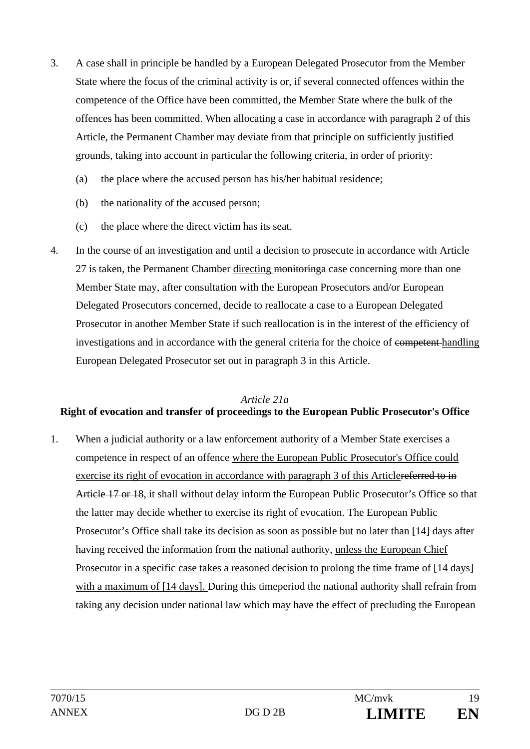3. A case shall in principle be handled by a European Delegated Prosecutor from the Member State where the focus of the criminal activity is or, if several connected offences within the competence of the Office have been committed, the Member State where the bulk of the offences has been committed. When allocating a case in accordance with paragraph 2 of this Article, the Permanent Chamber may deviate from that principle on sufficiently justified grounds, taking into account in particular the following criteria, in order of priority:

   (a) the place where the accused person has his/her habitual residence;

   (b) the nationality of the accused person;

   (c) the place where the direct victim has its seat.

4. In the course of an investigation and until a decision to prosecute in accordance with Article 27 is taken, the Permanent Chamber <u>directing</u> ~~monitoring~~a case concerning more than one Member State may, after consultation with the European Prosecutors and/or European Delegated Prosecutors concerned, decide to reallocate a case to a European Delegated Prosecutor in another Member State if such reallocation is in the interest of the efficiency of investigations and in accordance with the general criteria for the choice of ~~competent~~ <u>handling</u> European Delegated Prosecutor set out in paragraph 3 in this Article.

*Article 21a*

**Right of evocation and transfer of proceedings to the European Public Prosecutor's Office**

1. When a judicial authority or a law enforcement authority of a Member State exercises a competence in respect of an offence <u>where the European Public Prosecutor's Office could exercise its right of evocation in accordance with paragraph 3 of this Article</u>~~referred to in Article 17 or 18~~, it shall without delay inform the European Public Prosecutor's Office so that the latter may decide whether to exercise its right of evocation. The European Public Prosecutor's Office shall take its decision as soon as possible but no later than [14] days after having received the information from the national authority, <u>unless the European Chief Prosecutor in a specific case takes a reasoned decision to prolong the time frame of [14 days] with a maximum of [14 days].</u> During this timeperiod the national authority shall refrain from taking any decision under national law which may have the effect of precluding the European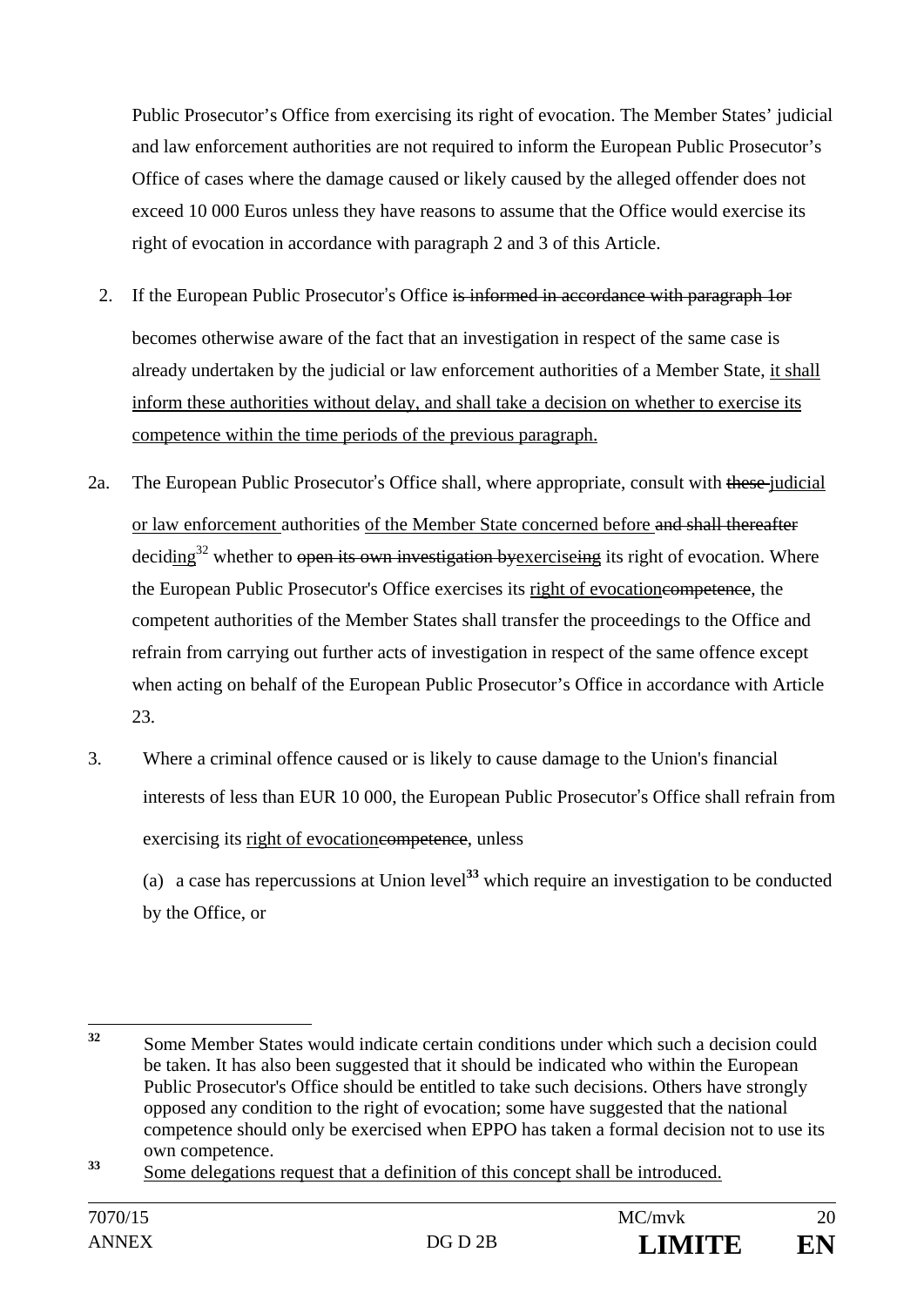Public Prosecutor's Office from exercising its right of evocation. The Member States' judicial and law enforcement authorities are not required to inform the European Public Prosecutor's Office of cases where the damage caused or likely caused by the alleged offender does not exceed 10 000 Euros unless they have reasons to assume that the Office would exercise its right of evocation in accordance with paragraph 2 and 3 of this Article.

2. If the European Public Prosecutor's Office ~~is informed in accordance with paragraph 1or~~ becomes otherwise aware of the fact that an investigation in respect of the same case is already undertaken by the judicial or law enforcement authorities of a Member State, <u>it shall inform these authorities without delay, and shall take a decision on whether to exercise its competence within the time periods of the previous paragraph.</u>

2a. The European Public Prosecutor's Office shall, where appropriate, consult with ~~these~~ <u>judicial or law enforcement</u> authorities <u>of the Member State concerned before</u> ~~and shall thereafter~~ decid<u>ing</u>[32] whether to ~~open its own investigation by~~<u>exercise</u>~~ing~~ its right of evocation. Where the European Public Prosecutor's Office exercises its <u>right of evocation</u>~~competence~~, the competent authorities of the Member States shall transfer the proceedings to the Office and refrain from carrying out further acts of investigation in respect of the same offence except when acting on behalf of the European Public Prosecutor's Office in accordance with Article 23.

3. Where a criminal offence caused or is likely to cause damage to the Union's financial interests of less than EUR 10 000, the European Public Prosecutor's Office shall refrain from exercising its <u>right of evocation</u>~~competence~~, unless

(a) a case has repercussions at Union level[33] which require an investigation to be conducted by the Office, or

---

[32] Some Member States would indicate certain conditions under which such a decision could be taken. It has also been suggested that it should be indicated who within the European Public Prosecutor's Office should be entitled to take such decisions. Others have strongly opposed any condition to the right of evocation; some have suggested that the national competence should only be exercised when EPPO has taken a formal decision not to use its own competence.

[33] <u>Some delegations request that a definition of this concept shall be introduced.</u>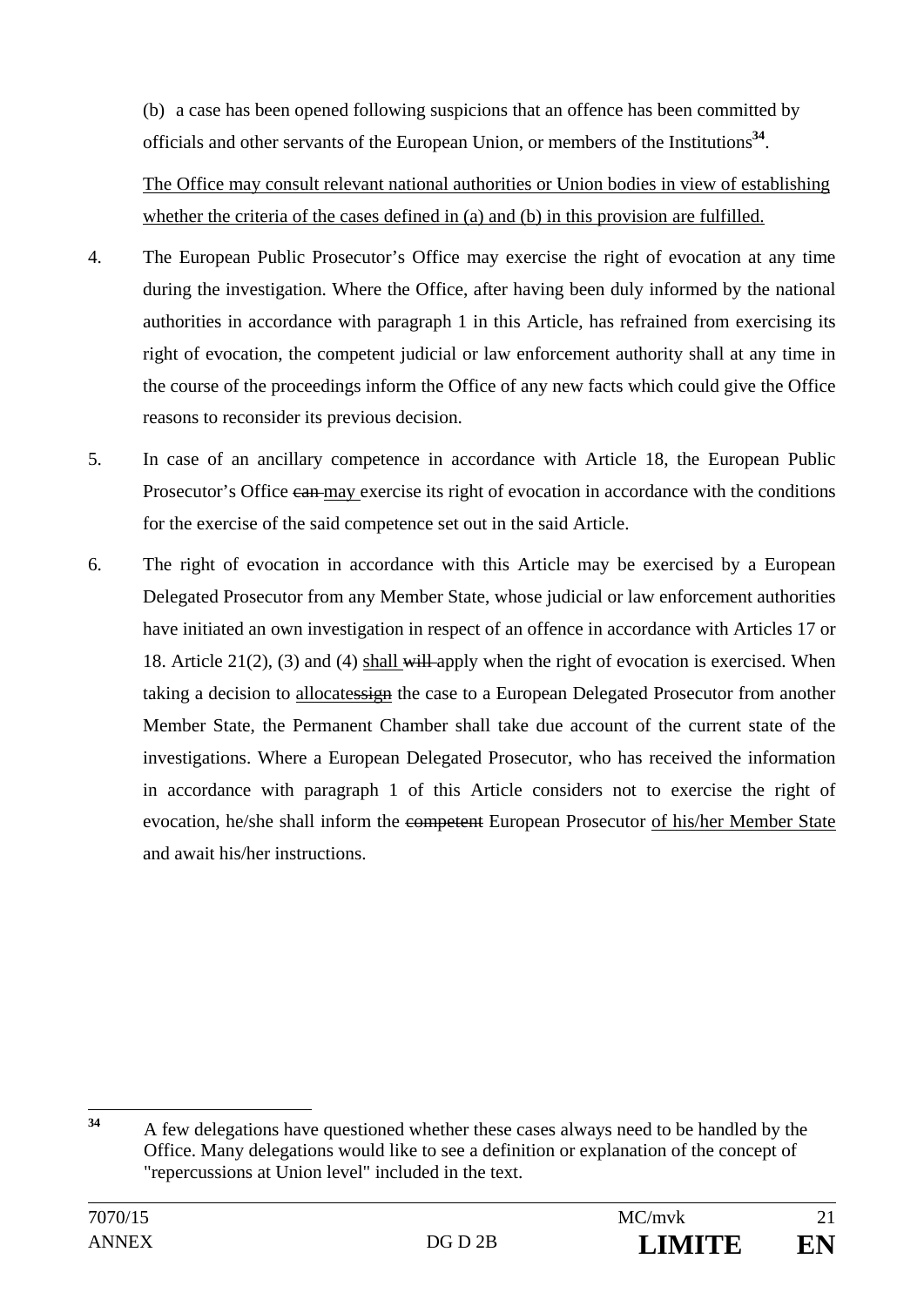(b) a case has been opened following suspicions that an offence has been committed by officials and other servants of the European Union, or members of the Institutions[34].

<u>The Office may consult relevant national authorities or Union bodies in view of establishing whether the criteria of the cases defined in (a) and (b) in this provision are fulfilled.</u>

4. The European Public Prosecutor's Office may exercise the right of evocation at any time during the investigation. Where the Office, after having been duly informed by the national authorities in accordance with paragraph 1 in this Article, has refrained from exercising its right of evocation, the competent judicial or law enforcement authority shall at any time in the course of the proceedings inform the Office of any new facts which could give the Office reasons to reconsider its previous decision.

5. In case of an ancillary competence in accordance with Article 18, the European Public Prosecutor's Office ~~can~~ <u>may</u> exercise its right of evocation in accordance with the conditions for the exercise of the said competence set out in the said Article.

6. The right of evocation in accordance with this Article may be exercised by a European Delegated Prosecutor from any Member State, whose judicial or law enforcement authorities have initiated an own investigation in respect of an offence in accordance with Articles 17 or 18. Article 21(2), (3) and (4) <u>shall</u> ~~will~~ apply when the right of evocation is exercised. When taking a decision to <u>allocate</u>~~ssign~~ the case to a European Delegated Prosecutor from another Member State, the Permanent Chamber shall take due account of the current state of the investigations. Where a European Delegated Prosecutor, who has received the information in accordance with paragraph 1 of this Article considers not to exercise the right of evocation, he/she shall inform the ~~competent~~ European Prosecutor <u>of his/her Member State</u> and await his/her instructions.

---

[34] A few delegations have questioned whether these cases always need to be handled by the Office. Many delegations would like to see a definition or explanation of the concept of "repercussions at Union level" included in the text.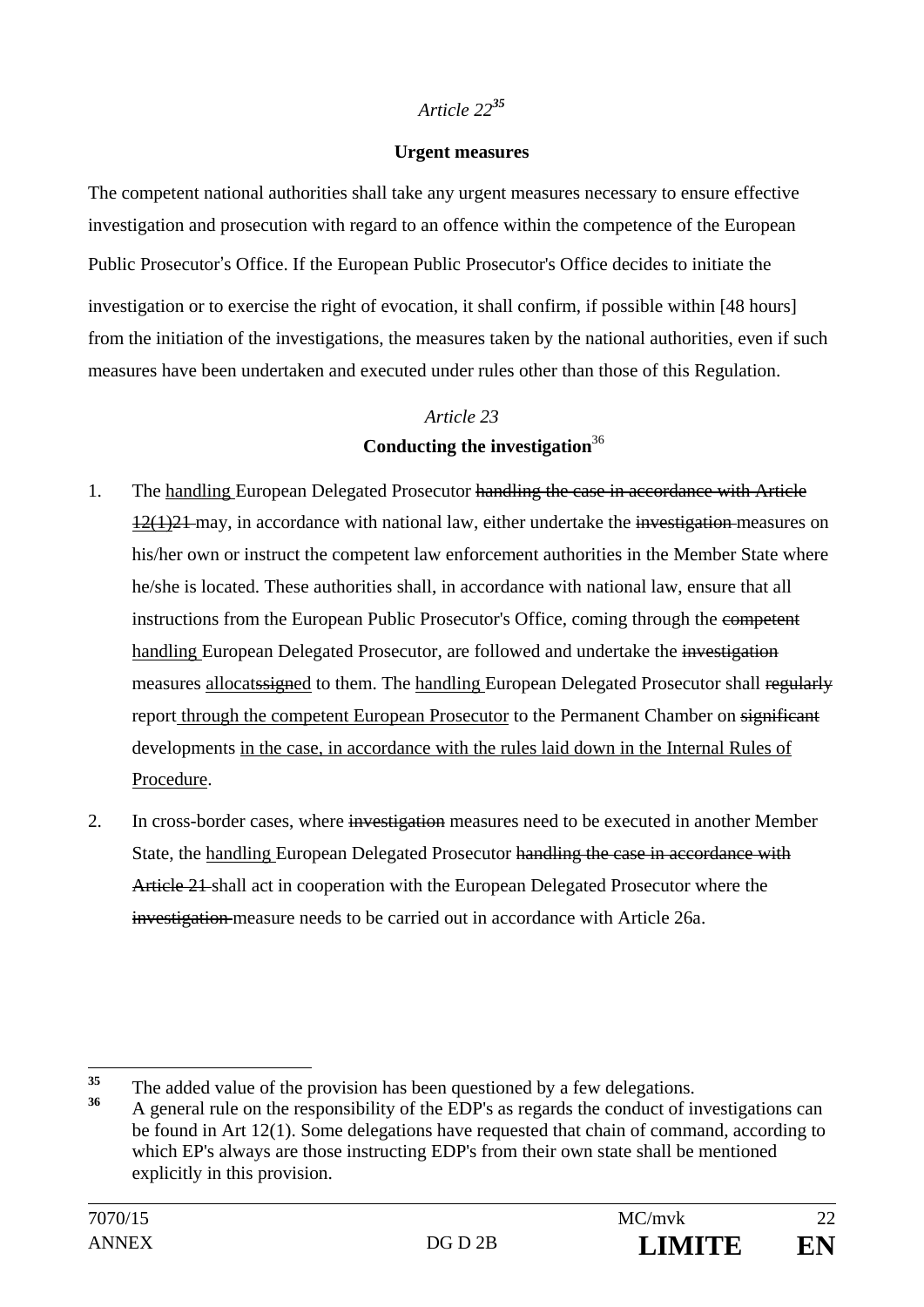*Article 22*[35]

**Urgent measures**

The competent national authorities shall take any urgent measures necessary to ensure effective investigation and prosecution with regard to an offence within the competence of the European Public Prosecutor's Office. If the European Public Prosecutor's Office decides to initiate the investigation or to exercise the right of evocation, it shall confirm, if possible within [48 hours] from the initiation of the investigations, the measures taken by the national authorities, even if such measures have been undertaken and executed under rules other than those of this Regulation.

*Article 23*

**Conducting the investigation**[36]

1. The <u>handling</u> European Delegated Prosecutor ~~handling the case in accordance with Article 12(1)21~~ may, in accordance with national law, either undertake the ~~investigation~~ measures on his/her own or instruct the competent law enforcement authorities in the Member State where he/she is located. These authorities shall, in accordance with national law, ensure that all instructions from the European Public Prosecutor's Office, coming through the ~~competent~~ <u>handling</u> European Delegated Prosecutor, are followed and undertake the ~~investigation~~ measures <u>allocat</u>~~ssigned~~ to them. The <u>handling</u> European Delegated Prosecutor shall ~~regularly~~ report <u>through the competent European Prosecutor</u> to the Permanent Chamber on ~~significant~~ developments <u>in the case, in accordance with the rules laid down in the Internal Rules of Procedure</u>.

2. In cross-border cases, where ~~investigation~~ measures need to be executed in another Member State, the <u>handling</u> European Delegated Prosecutor ~~handling the case in accordance with Article 21~~ shall act in cooperation with the European Delegated Prosecutor where the ~~investigation~~ measure needs to be carried out in accordance with Article 26a.

---

[35] The added value of the provision has been questioned by a few delegations.

[36] A general rule on the responsibility of the EDP's as regards the conduct of investigations can be found in Art 12(1). Some delegations have requested that chain of command, according to which EP's always are those instructing EDP's from their own state shall be mentioned explicitly in this provision.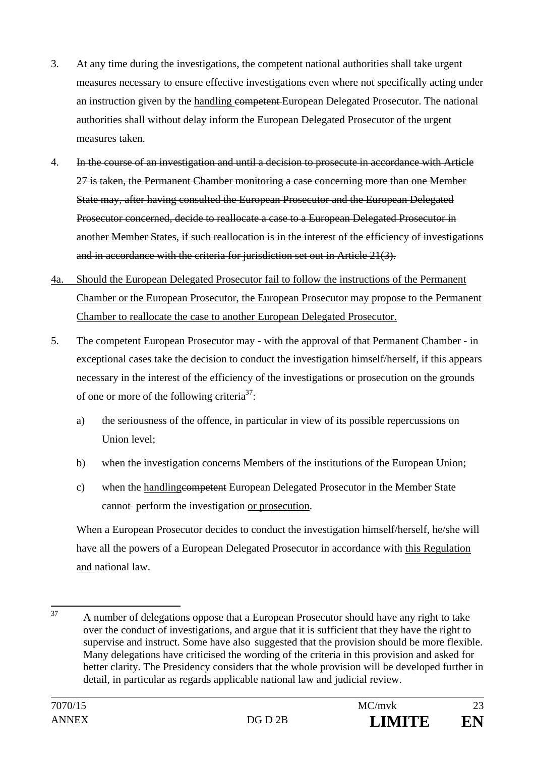3. At any time during the investigations, the competent national authorities shall take urgent measures necessary to ensure effective investigations even where not specifically acting under an instruction given by the <u>handling</u> ~~competent~~ European Delegated Prosecutor. The national authorities shall without delay inform the European Delegated Prosecutor of the urgent measures taken.

4. ~~In the course of an investigation and until a decision to prosecute in accordance with Article 27 is taken, the Permanent Chamber monitoring a case concerning more than one Member State may, after having consulted the European Prosecutor and the European Delegated Prosecutor concerned, decide to reallocate a case to a European Delegated Prosecutor in another Member States, if such reallocation is in the interest of the efficiency of investigations and in accordance with the criteria for jurisdiction set out in Article 21(3).~~

<u>4a. Should the European Delegated Prosecutor fail to follow the instructions of the Permanent Chamber or the European Prosecutor, the European Prosecutor may propose to the Permanent Chamber to reallocate the case to another European Delegated Prosecutor.</u>

5. The competent European Prosecutor may - with the approval of that Permanent Chamber - in exceptional cases take the decision to conduct the investigation himself/herself, if this appears necessary in the interest of the efficiency of the investigations or prosecution on the grounds of one or more of the following criteria[37]:

   a) the seriousness of the offence, in particular in view of its possible repercussions on Union level;

   b) when the investigation concerns Members of the institutions of the European Union;

   c) when the <u>handling</u>~~competent~~ European Delegated Prosecutor in the Member State cannot perform the investigation <u>or prosecution</u>.

   When a European Prosecutor decides to conduct the investigation himself/herself, he/she will have all the powers of a European Delegated Prosecutor in accordance with <u>this Regulation and</u> national law.

---

[37] A number of delegations oppose that a European Prosecutor should have any right to take over the conduct of investigations, and argue that it is sufficient that they have the right to supervise and instruct. Some have also suggested that the provision should be more flexible. Many delegations have criticised the wording of the criteria in this provision and asked for better clarity. The Presidency considers that the whole provision will be developed further in detail, in particular as regards applicable national law and judicial review.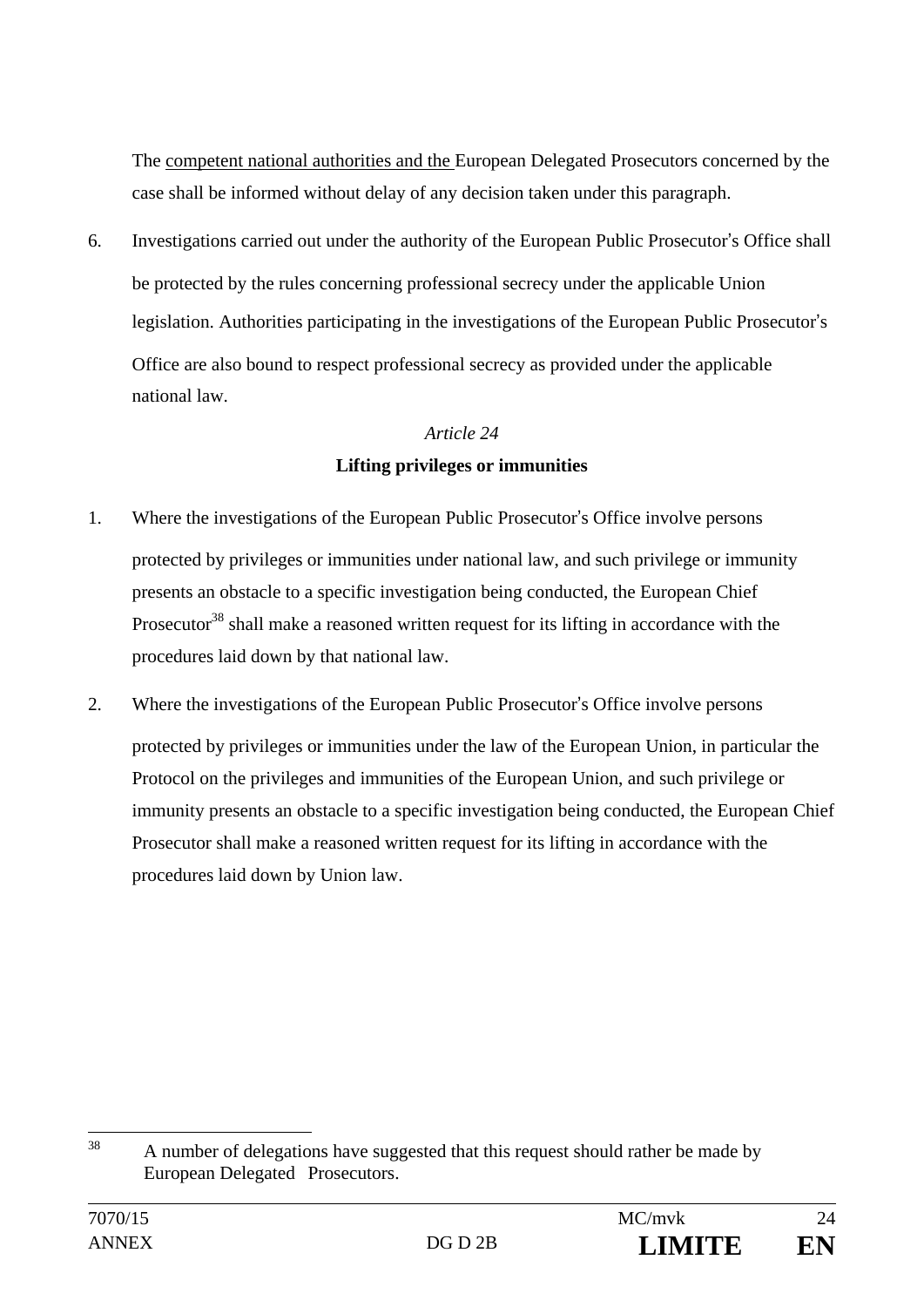The <u>competent national authorities and the</u> European Delegated Prosecutors concerned by the case shall be informed without delay of any decision taken under this paragraph.

6. Investigations carried out under the authority of the European Public Prosecutor's Office shall be protected by the rules concerning professional secrecy under the applicable Union legislation. Authorities participating in the investigations of the European Public Prosecutor's Office are also bound to respect professional secrecy as provided under the applicable national law.

*Article 24*

**Lifting privileges or immunities**

1. Where the investigations of the European Public Prosecutor's Office involve persons protected by privileges or immunities under national law, and such privilege or immunity presents an obstacle to a specific investigation being conducted, the European Chief Prosecutor[38] shall make a reasoned written request for its lifting in accordance with the procedures laid down by that national law.

2. Where the investigations of the European Public Prosecutor's Office involve persons protected by privileges or immunities under the law of the European Union, in particular the Protocol on the privileges and immunities of the European Union, and such privilege or immunity presents an obstacle to a specific investigation being conducted, the European Chief Prosecutor shall make a reasoned written request for its lifting in accordance with the procedures laid down by Union law.

---

[38] A number of delegations have suggested that this request should rather be made by European Delegated Prosecutors.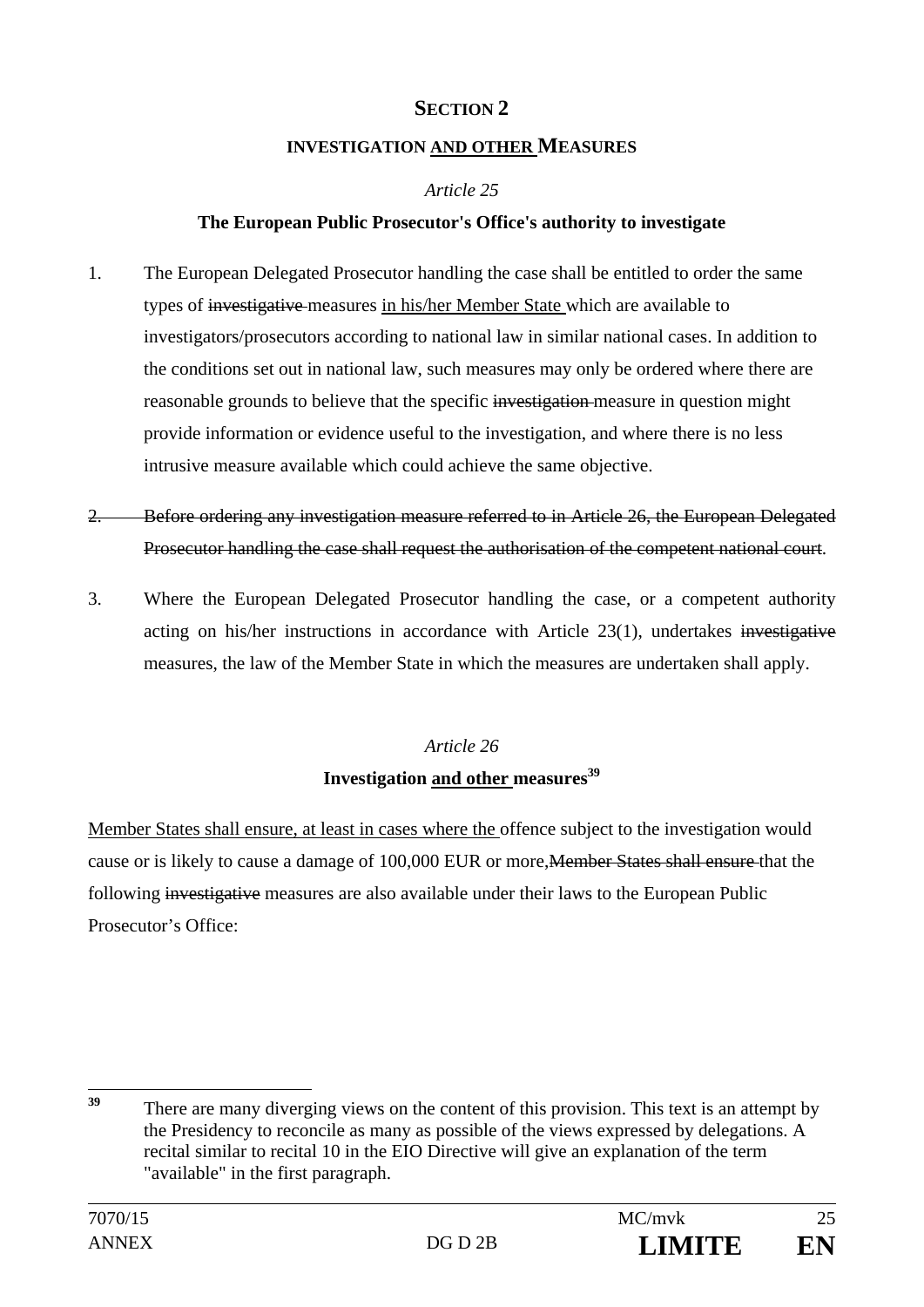## SECTION 2

### INVESTIGATION AND OTHER MEASURES

*Article 25*

**The European Public Prosecutor's Office's authority to investigate**

1. The European Delegated Prosecutor handling the case shall be entitled to order the same types of ~~investigative~~ measures in his/her Member State which are available to investigators/prosecutors according to national law in similar national cases. In addition to the conditions set out in national law, such measures may only be ordered where there are reasonable grounds to believe that the specific ~~investigation~~ measure in question might provide information or evidence useful to the investigation, and where there is no less intrusive measure available which could achieve the same objective.

2. ~~Before ordering any investigation measure referred to in Article 26, the European Delegated Prosecutor handling the case shall request the authorisation of the competent national court.~~

3. Where the European Delegated Prosecutor handling the case, or a competent authority acting on his/her instructions in accordance with Article 23(1), undertakes ~~investigative~~ measures, the law of the Member State in which the measures are undertaken shall apply.

*Article 26*

**Investigation and other measures[39]**

Member States shall ensure, at least in cases where the offence subject to the investigation would cause or is likely to cause a damage of 100,000 EUR or more, ~~Member States shall ensure~~ that the following ~~investigative~~ measures are also available under their laws to the European Public Prosecutor's Office:

---

[39] There are many diverging views on the content of this provision. This text is an attempt by the Presidency to reconcile as many as possible of the views expressed by delegations. A recital similar to recital 10 in the EIO Directive will give an explanation of the term "available" in the first paragraph.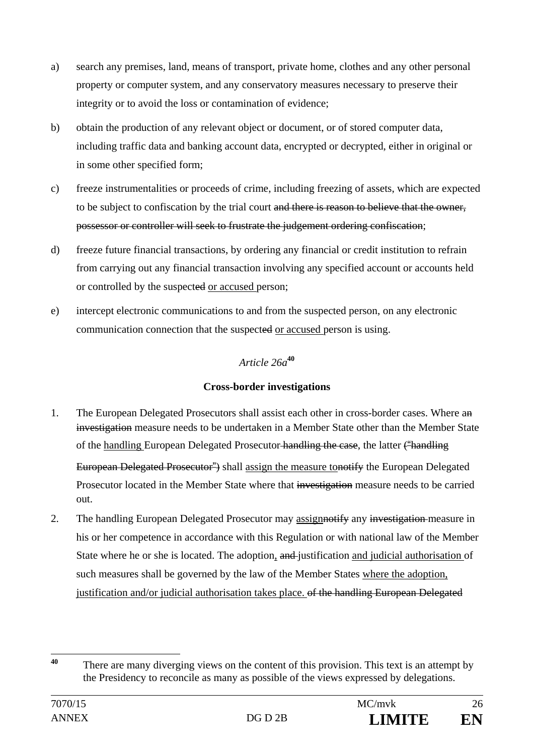a) search any premises, land, means of transport, private home, clothes and any other personal property or computer system, and any conservatory measures necessary to preserve their integrity or to avoid the loss or contamination of evidence;

b) obtain the production of any relevant object or document, or of stored computer data, including traffic data and banking account data, encrypted or decrypted, either in original or in some other specified form;

c) freeze instrumentalities or proceeds of crime, including freezing of assets, which are expected to be subject to confiscation by the trial court ~~and there is reason to believe that the owner, possessor or controller will seek to frustrate the judgement ordering confiscation~~;

d) freeze future financial transactions, by ordering any financial or credit institution to refrain from carrying out any financial transaction involving any specified account or accounts held or controlled by the suspect~~ed~~ <u>or accused</u> person;

e) intercept electronic communications to and from the suspected person, on any electronic communication connection that the suspect~~ed~~ <u>or accused</u> person is using.

*Article 26a*[40]

**Cross-border investigations**

1. The European Delegated Prosecutors shall assist each other in cross-border cases. Where a~~n investigation~~ measure needs to be undertaken in a Member State other than the Member State of the <u>handling</u> European Delegated Prosecutor ~~handling the case~~, the latter ~~("handling European Delegated Prosecutor")~~ shall <u>assign the measure to</u>~~notify~~ the European Delegated Prosecutor located in the Member State where that ~~investigation~~ measure needs to be carried out.

2. The handling European Delegated Prosecutor may <u>assign</u>~~notify~~ any ~~investigation~~ measure in his or her competence in accordance with this Regulation or with national law of the Member State where he or she is located. The adoption<u>,</u> ~~and~~ justification <u>and judicial authorisation</u> of such measures shall be governed by the law of the Member States <u>where the adoption, justification and/or judicial authorisation takes place.</u> ~~of the handling European Delegated~~

[40] There are many diverging views on the content of this provision. This text is an attempt by the Presidency to reconcile as many as possible of the views expressed by delegations.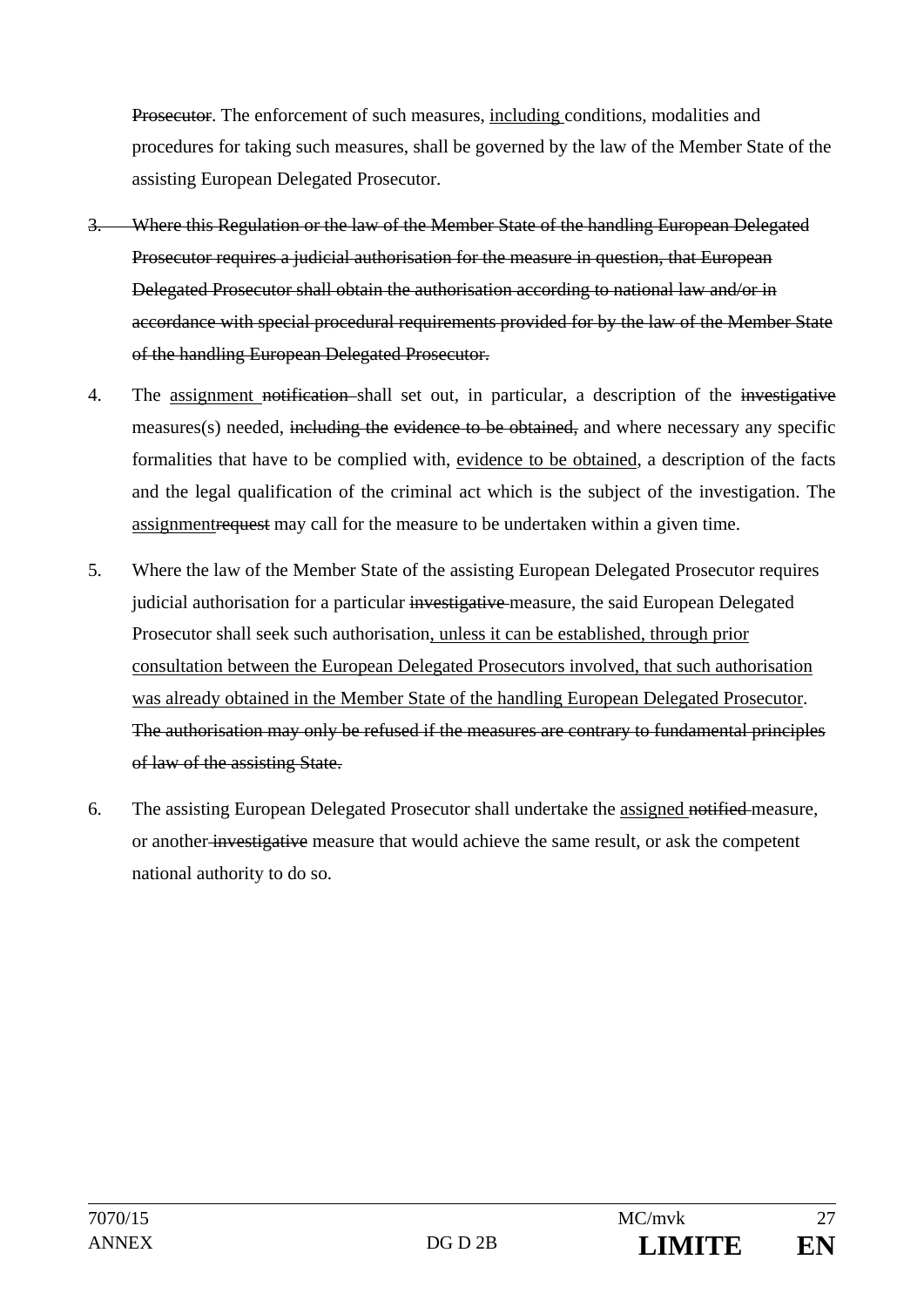~~Prosecutor~~. The enforcement of such measures, <u>including</u> conditions, modalities and procedures for taking such measures, shall be governed by the law of the Member State of the assisting European Delegated Prosecutor.

~~3. Where this Regulation or the law of the Member State of the handling European Delegated Prosecutor requires a judicial authorisation for the measure in question, that European Delegated Prosecutor shall obtain the authorisation according to national law and/or in accordance with special procedural requirements provided for by the law of the Member State of the handling European Delegated Prosecutor.~~

4. The <u>assignment</u> ~~notification~~ shall set out, in particular, a description of the ~~investigative~~ measures(s) needed, ~~including the evidence to be obtained,~~ and where necessary any specific formalities that have to be complied with, <u>evidence to be obtained</u>, a description of the facts and the legal qualification of the criminal act which is the subject of the investigation. The <u>assignment</u>~~request~~ may call for the measure to be undertaken within a given time.

5. Where the law of the Member State of the assisting European Delegated Prosecutor requires judicial authorisation for a particular ~~investigative~~ measure, the said European Delegated Prosecutor shall seek such authorisation<u>, unless it can be established, through prior consultation between the European Delegated Prosecutors involved, that such authorisation was already obtained in the Member State of the handling European Delegated Prosecutor</u>. ~~The authorisation may only be refused if the measures are contrary to fundamental principles of law of the assisting State.~~

6. The assisting European Delegated Prosecutor shall undertake the <u>assigned</u> ~~notified~~ measure, or another ~~investigative~~ measure that would achieve the same result, or ask the competent national authority to do so.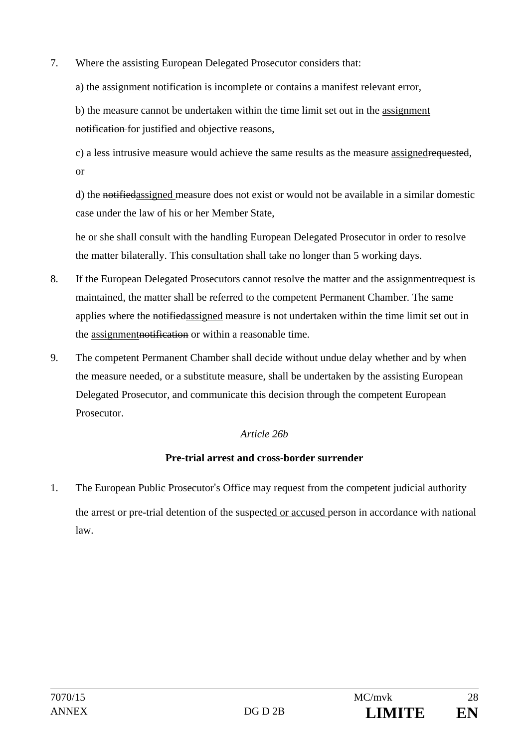7. Where the assisting European Delegated Prosecutor considers that:

   a) the <u>assignment</u> ~~notification~~ is incomplete or contains a manifest relevant error,

   b) the measure cannot be undertaken within the time limit set out in the <u>assignment</u> ~~notification~~ for justified and objective reasons,

   c) a less intrusive measure would achieve the same results as the measure <u>assigned</u>~~requested~~, or

   d) the ~~notified~~<u>assigned</u> measure does not exist or would not be available in a similar domestic case under the law of his or her Member State,

   he or she shall consult with the handling European Delegated Prosecutor in order to resolve the matter bilaterally. This consultation shall take no longer than 5 working days.

8. If the European Delegated Prosecutors cannot resolve the matter and the <u>assignment</u>~~request~~ is maintained, the matter shall be referred to the competent Permanent Chamber. The same applies where the ~~notified~~<u>assigned</u> measure is not undertaken within the time limit set out in the <u>assignment</u>~~notification~~ or within a reasonable time.

9. The competent Permanent Chamber shall decide without undue delay whether and by when the measure needed, or a substitute measure, shall be undertaken by the assisting European Delegated Prosecutor, and communicate this decision through the competent European Prosecutor.

*Article 26b*

**Pre-trial arrest and cross-border surrender**

1. The European Public Prosecutor's Office may request from the competent judicial authority the arrest or pre-trial detention of the suspect<u>ed or accused</u> person in accordance with national law.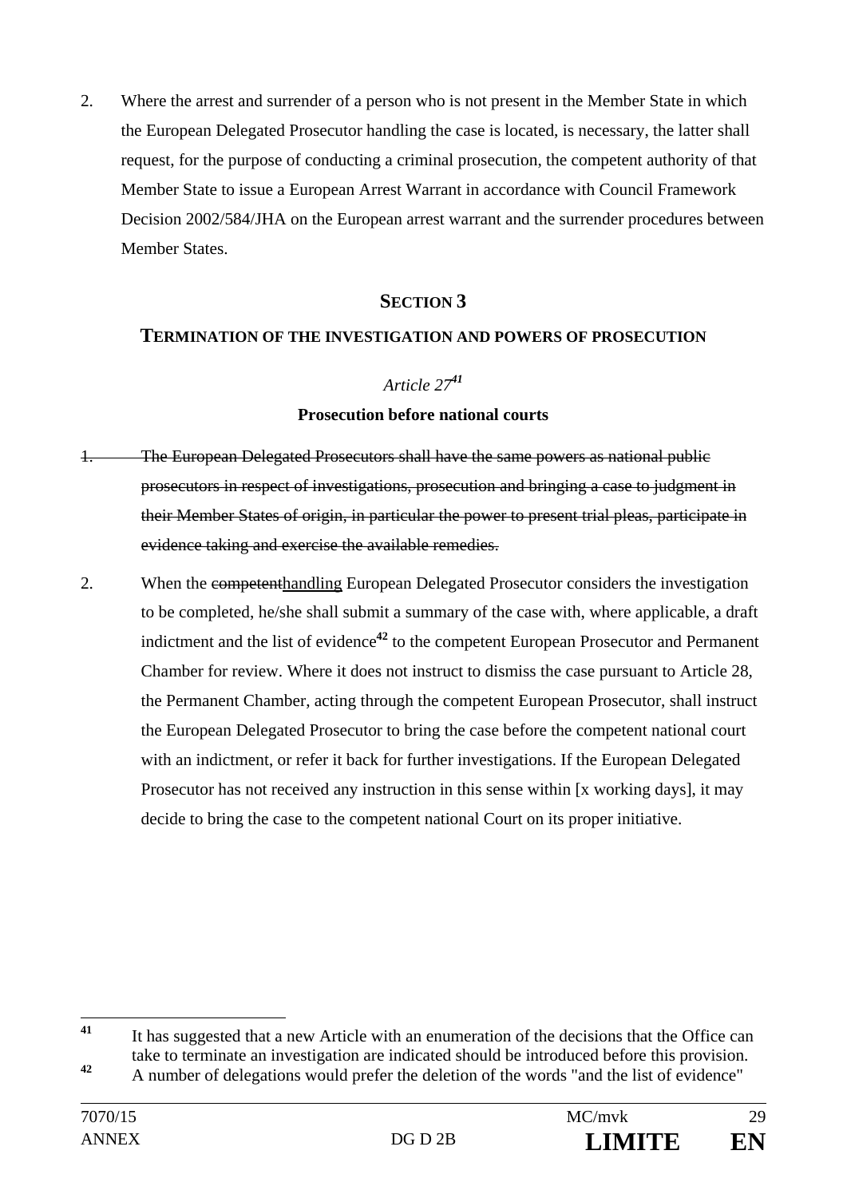2. Where the arrest and surrender of a person who is not present in the Member State in which the European Delegated Prosecutor handling the case is located, is necessary, the latter shall request, for the purpose of conducting a criminal prosecution, the competent authority of that Member State to issue a European Arrest Warrant in accordance with Council Framework Decision 2002/584/JHA on the European arrest warrant and the surrender procedures between Member States.

## SECTION 3

### TERMINATION OF THE INVESTIGATION AND POWERS OF PROSECUTION

*Article 27*[41]

**Prosecution before national courts**

~~1. The European Delegated Prosecutors shall have the same powers as national public prosecutors in respect of investigations, prosecution and bringing a case to judgment in their Member States of origin, in particular the power to present trial pleas, participate in evidence taking and exercise the available remedies.~~

2. When the ~~competent~~<u>handling</u> European Delegated Prosecutor considers the investigation to be completed, he/she shall submit a summary of the case with, where applicable, a draft indictment and the list of evidence[42] to the competent European Prosecutor and Permanent Chamber for review. Where it does not instruct to dismiss the case pursuant to Article 28, the Permanent Chamber, acting through the competent European Prosecutor, shall instruct the European Delegated Prosecutor to bring the case before the competent national court with an indictment, or refer it back for further investigations. If the European Delegated Prosecutor has not received any instruction in this sense within [x working days], it may decide to bring the case to the competent national Court on its proper initiative.

---

[41] It has suggested that a new Article with an enumeration of the decisions that the Office can take to terminate an investigation are indicated should be introduced before this provision.

[42] A number of delegations would prefer the deletion of the words "and the list of evidence"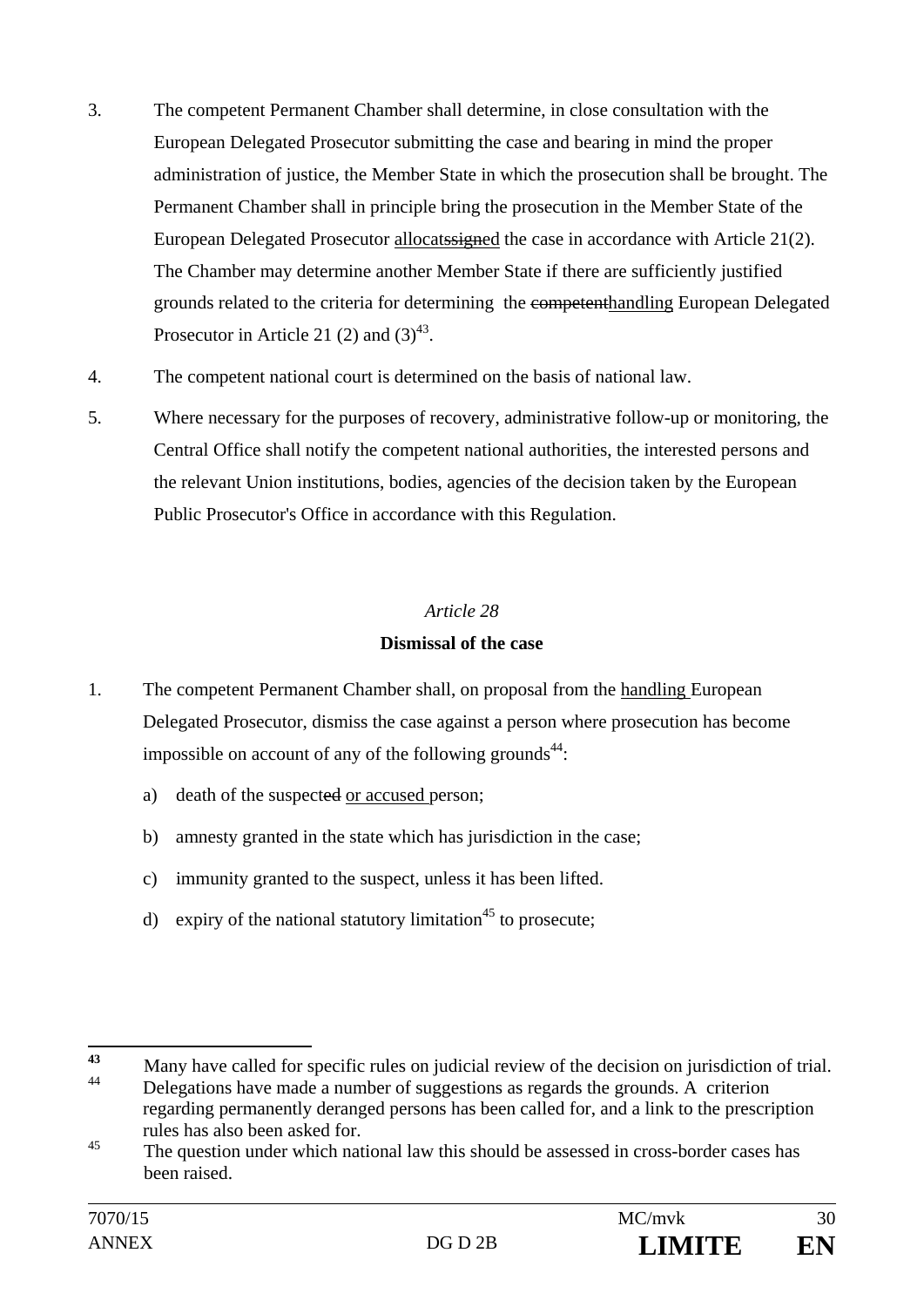3. The competent Permanent Chamber shall determine, in close consultation with the European Delegated Prosecutor submitting the case and bearing in mind the proper administration of justice, the Member State in which the prosecution shall be brought. The Permanent Chamber shall in principle bring the prosecution in the Member State of the European Delegated Prosecutor <u>allocat</u>~~ssigned~~ the case in accordance with Article 21(2). The Chamber may determine another Member State if there are sufficiently justified grounds related to the criteria for determining the ~~competent~~<u>handling</u> European Delegated Prosecutor in Article 21 (2) and (3)[43].

4. The competent national court is determined on the basis of national law.

5. Where necessary for the purposes of recovery, administrative follow-up or monitoring, the Central Office shall notify the competent national authorities, the interested persons and the relevant Union institutions, bodies, agencies of the decision taken by the European Public Prosecutor's Office in accordance with this Regulation.

*Article 28*

**Dismissal of the case**

1. The competent Permanent Chamber shall, on proposal from the <u>handling</u> European Delegated Prosecutor, dismiss the case against a person where prosecution has become impossible on account of any of the following grounds[44]:

   a) death of the suspect~~ed~~ <u>or accused</u> person;

   b) amnesty granted in the state which has jurisdiction in the case;

   c) immunity granted to the suspect, unless it has been lifted.

   d) expiry of the national statutory limitation[45] to prosecute;

---

[43] Many have called for specific rules on judicial review of the decision on jurisdiction of trial.

[44] Delegations have made a number of suggestions as regards the grounds. A criterion regarding permanently deranged persons has been called for, and a link to the prescription rules has also been asked for.

[45] The question under which national law this should be assessed in cross-border cases has been raised.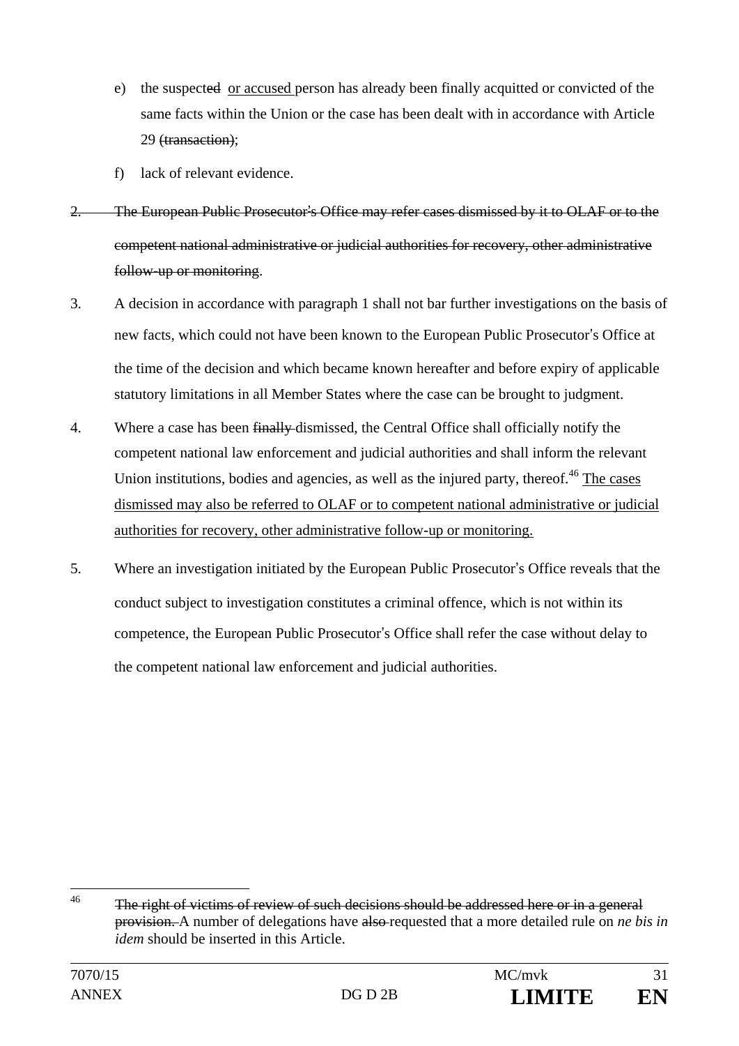e) the suspect~~ed~~ <u>or accused</u> person has already been finally acquitted or convicted of the same facts within the Union or the case has been dealt with in accordance with Article 29 ~~(transaction)~~;

f) lack of relevant evidence.

~~2. The European Public Prosecutor's Office may refer cases dismissed by it to OLAF or to the competent national administrative or judicial authorities for recovery, other administrative follow-up or monitoring~~.

3. A decision in accordance with paragraph 1 shall not bar further investigations on the basis of new facts, which could not have been known to the European Public Prosecutor's Office at the time of the decision and which became known hereafter and before expiry of applicable statutory limitations in all Member States where the case can be brought to judgment.

4. Where a case has been ~~finally~~ dismissed, the Central Office shall officially notify the competent national law enforcement and judicial authorities and shall inform the relevant Union institutions, bodies and agencies, as well as the injured party, thereof.[46] <u>The cases dismissed may also be referred to OLAF or to competent national administrative or judicial authorities for recovery, other administrative follow-up or monitoring.</u>

5. Where an investigation initiated by the European Public Prosecutor's Office reveals that the conduct subject to investigation constitutes a criminal offence, which is not within its competence, the European Public Prosecutor's Office shall refer the case without delay to the competent national law enforcement and judicial authorities.

---

[46] ~~The right of victims of review of such decisions should be addressed here or in a general provision.~~ A number of delegations have ~~also~~ requested that a more detailed rule on *ne bis in idem* should be inserted in this Article.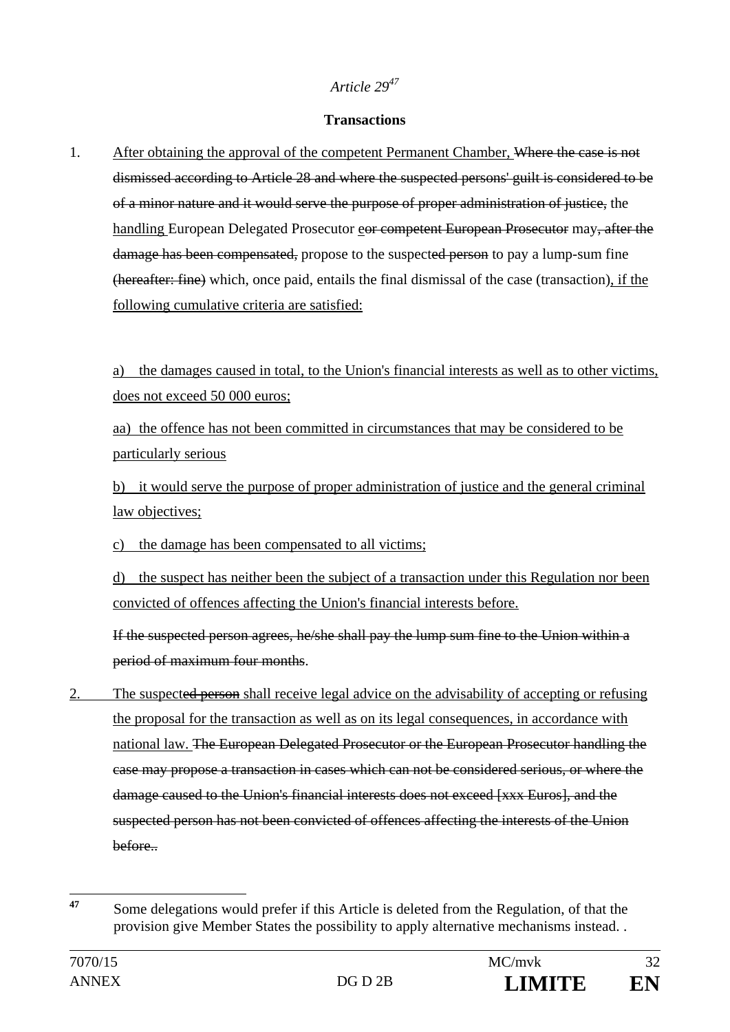*Article 29*[47]

**Transactions**

1. <u>After obtaining the approval of the competent Permanent Chamber,</u> ~~Where the case is not dismissed according to Article 28 and where the suspected persons' guilt is considered to be of a minor nature and it would serve the purpose of proper administration of justice,~~ the <u>handling</u> European Delegated Prosecutor <u>e</u>~~or competent European Prosecutor~~ may~~, after the damage has been compensated,~~ propose to the suspect~~ed person~~ to pay a lump-sum fine ~~(hereafter: fine)~~ which, once paid, entails the final dismissal of the case (transaction)<u>, if the following cumulative criteria are satisfied:</u>

   <u>a) the damages caused in total, to the Union's financial interests as well as to other victims, does not exceed 50 000 euros;</u>

   <u>aa) the offence has not been committed in circumstances that may be considered to be particularly serious</u>

   <u>b) it would serve the purpose of proper administration of justice and the general criminal law objectives;</u>

   <u>c) the damage has been compensated to all victims;</u>

   <u>d) the suspect has neither been the subject of a transaction under this Regulation nor been convicted of offences affecting the Union's financial interests before.</u>

   ~~If the suspected person agrees, he/she shall pay the lump sum fine to the Union within a period of maximum four months~~.

2. <u>The suspect</u>~~ed person~~ <u>shall receive legal advice on the advisability of accepting or refusing the proposal for the transaction as well as on its legal consequences, in accordance with national law.</u> ~~The European Delegated Prosecutor or the European Prosecutor handling the case may propose a transaction in cases which can not be considered serious, or where the damage caused to the Union's financial interests does not exceed [xxx Euros], and the suspected person has not been convicted of offences affecting the interests of the Union before..~~

---

[47] Some delegations would prefer if this Article is deleted from the Regulation, of that the provision give Member States the possibility to apply alternative mechanisms instead. .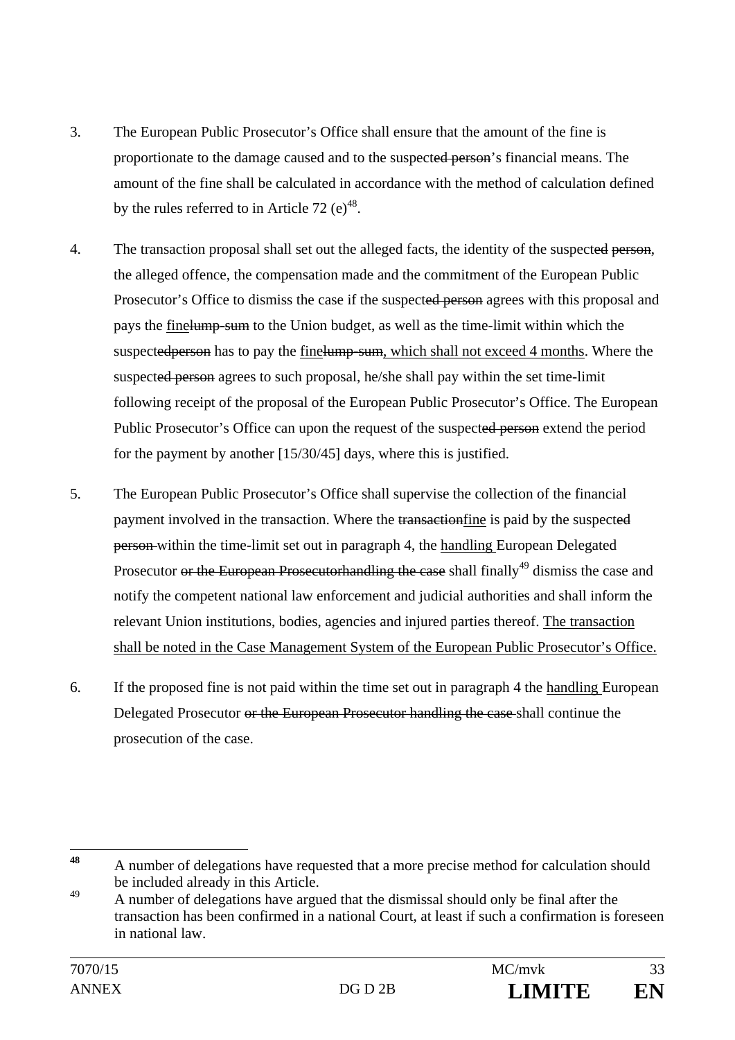3. The European Public Prosecutor's Office shall ensure that the amount of the fine is proportionate to the damage caused and to the suspect~~ed person~~'s financial means. The amount of the fine shall be calculated in accordance with the method of calculation defined by the rules referred to in Article 72 (e)[48].

4. The transaction proposal shall set out the alleged facts, the identity of the suspect~~ed person~~, the alleged offence, the compensation made and the commitment of the European Public Prosecutor's Office to dismiss the case if the suspect~~ed person~~ agrees with this proposal and pays the <u>fine</u>~~lump-sum~~ to the Union budget, as well as the time-limit within which the suspect~~edperson~~ has to pay the <u>fine</u>~~lump-sum~~<u>, which shall not exceed 4 months</u>. Where the suspect~~ed person~~ agrees to such proposal, he/she shall pay within the set time-limit following receipt of the proposal of the European Public Prosecutor's Office. The European Public Prosecutor's Office can upon the request of the suspect~~ed person~~ extend the period for the payment by another [15/30/45] days, where this is justified.

5. The European Public Prosecutor's Office shall supervise the collection of the financial payment involved in the transaction. Where the ~~transaction~~<u>fine</u> is paid by the suspect~~ed person~~ within the time-limit set out in paragraph 4, the <u>handling</u> European Delegated Prosecutor ~~or the European Prosecutorhandling the case~~ shall finally[49] dismiss the case and notify the competent national law enforcement and judicial authorities and shall inform the relevant Union institutions, bodies, agencies and injured parties thereof. <u>The transaction shall be noted in the Case Management System of the European Public Prosecutor's Office.</u>

6. If the proposed fine is not paid within the time set out in paragraph 4 the <u>handling</u> European Delegated Prosecutor ~~or the European Prosecutor handling the case~~ shall continue the prosecution of the case.

---

[48] A number of delegations have requested that a more precise method for calculation should be included already in this Article.

[49] A number of delegations have argued that the dismissal should only be final after the transaction has been confirmed in a national Court, at least if such a confirmation is foreseen in national law.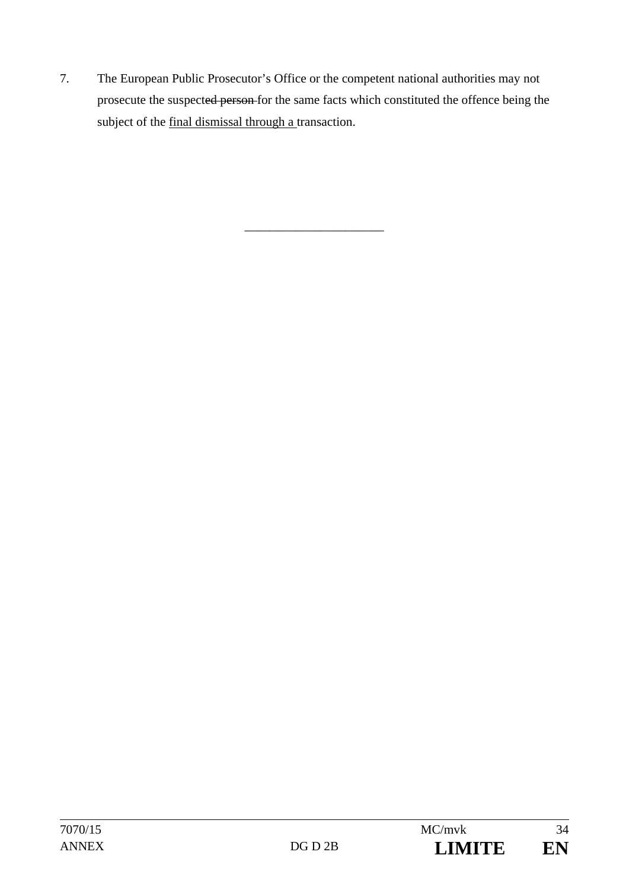7. The European Public Prosecutor's Office or the competent national authorities may not prosecute the suspect~~ed person~~ for the same facts which constituted the offence being the subject of the <u>final dismissal through a</u> transaction.

\_\_\_\_\_\_\_\_\_\_\_\_\_\_\_\_\_\_\_\_\_\_\_\_